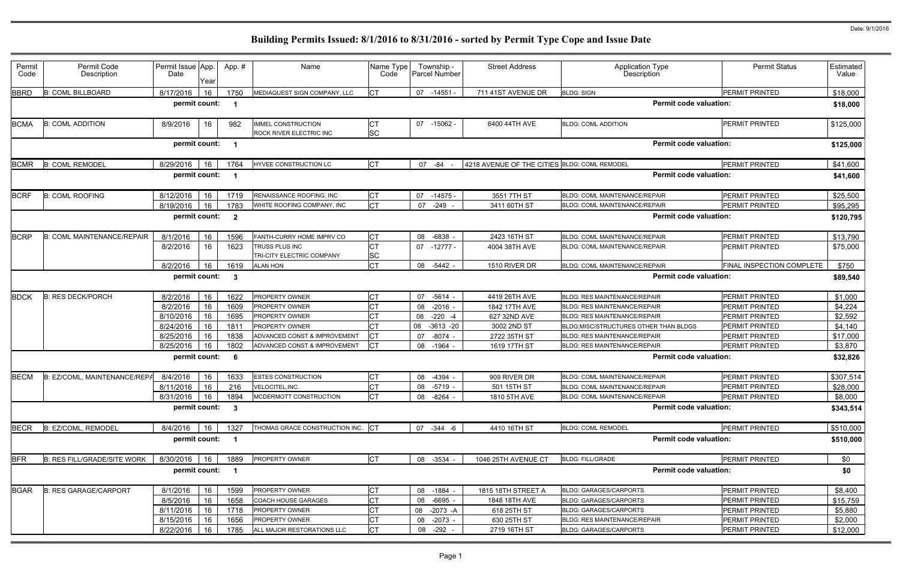Date: 9/1/2016

# Building Permits Issued: 8/1/2016 to 8/31/2016 - sorted by Permit Type Cope and Issue Date

| Permit Code | Permit Code Description | Permit Issue Date | App. Year | App. # | Name | Name Type Code | Township - Parcel Number | Street Address | Application Type Description | Permit Status | Estimated Value |
|---|---|---|---|---|---|---|---|---|---|---|---|
| BBRD | B: COML BILLBOARD | 8/17/2016 | 16 | 1750 | MEDIAQUEST SIGN COMPANY, LLC | CT | 07 -14551 - | 711 41ST AVENUE DR | BLDG: SIGN | PERMIT PRINTED | $18,000 |
| | | permit count: | 1 | | | | | | Permit code valuation: | | $18,000 |
| BCMA | B: COML ADDITION | 8/9/2016 | 16 | 982 | IMMEL CONSTRUCTION<br>ROCK RIVER ELECTRIC INC | CT<br>SC | 07 -15062 - | 6400 44TH AVE | BLDG: COML ADDITION | PERMIT PRINTED | $125,000 |
| | | permit count: | 1 | | | | | | Permit code valuation: | | $125,000 |
| BCMR | B: COML REMODEL | 8/29/2016 | 16 | 1764 | HYVEE CONSTRUCTION LC | CT | 07 -84 - | 4218 AVENUE OF THE CITIES | BLDG: COML REMODEL | PERMIT PRINTED | $41,600 |
| | | permit count: | 1 | | | | | | Permit code valuation: | | $41,600 |
| BCRF | B: COML ROOFING | 8/12/2016 | 16 | 1719 | RENAISSANCE ROOFING, INC | CT | 07 -14575 - | 3551 7TH ST | BLDG: COML MAINTENANCE/REPAIR | PERMIT PRINTED | $25,500 |
| | | 8/19/2016 | 16 | 1783 | WHITE ROOFING COMPANY, INC | CT | 07 -249 - | 3411 60TH ST | BLDG: COML MAINTENANCE/REPAIR | PERMIT PRINTED | $95,295 |
| | | permit count: | 2 | | | | | | Permit code valuation: | | $120,795 |
| BCRP | B: COML MAINTENANCE/REPAIR | 8/1/2016 | 16 | 1596 | FANTH-CURRY HOME IMPRV CO | CT | 08 -6838 - | 2423 16TH ST | BLDG: COML MAINTENANCE/REPAIR | PERMIT PRINTED | $13,790 |
| | | 8/2/2016 | 16 | 1623 | TRUSS PLUS INC<br>TRI-CITY ELECTRIC COMPANY | CT<br>SC | 07 -12777 - | 4004 38TH AVE | BLDG: COML MAINTENANCE/REPAIR | PERMIT PRINTED | $75,000 |
| | | 8/2/2016 | 16 | 1619 | ALAN HON | CT | 08 -5442 - | 1510 RIVER DR | BLDG: COML MAINTENANCE/REPAIR | FINAL INSPECTION COMPLETE | $750 |
| | | permit count: | 3 | | | | | | Permit code valuation: | | $89,540 |
| BDCK | B: RES DECK/PORCH | 8/2/2016 | 16 | 1622 | PROPERTY OWNER | CT | 07 -5614 - | 4419 26TH AVE | BLDG: RES MAINTENANCE/REPAIR | PERMIT PRINTED | $1,000 |
| | | 8/2/2016 | 16 | 1609 | PROPERTY OWNER | CT | 08 -2016 - | 1842 17TH AVE | BLDG: RES MAINTENANCE/REPAIR | PERMIT PRINTED | $4,224 |
| | | 8/10/2016 | 16 | 1695 | PROPERTY OWNER | CT | 08 -220 -4 | 627 32ND AVE | BLDG: RES MAINTENANCE/REPAIR | PERMIT PRINTED | $2,592 |
| | | 8/24/2016 | 16 | 1811 | PROPERTY OWNER | CT | 08 -3613 -20 | 3002 2ND ST | BLDG:MISC/STRUCTURES OTHER THAN BLDGS | PERMIT PRINTED | $4,140 |
| | | 8/25/2016 | 16 | 1838 | ADVANCED CONST & IMPROVEMENT | CT | 07 -8074 - | 2722 35TH ST | BLDG: RES MAINTENANCE/REPAIR | PERMIT PRINTED | $17,000 |
| | | 8/25/2016 | 16 | 1802 | ADVANCED CONST & IMPROVEMENT | CT | 08 -1964 - | 1619 17TH ST | BLDG: RES MAINTENANCE/REPAIR | PERMIT PRINTED | $3,870 |
| | | permit count: | 6 | | | | | | Permit code valuation: | | $32,826 |
| BECM | B: EZ/COML, MAINTENANCE/REPA | 8/4/2016 | 16 | 1633 | ESTES CONSTRUCTION | CT | 08 -4394 - | 909 RIVER DR | BLDG: COML MAINTENANCE/REPAIR | PERMIT PRINTED | $307,514 |
| | | 8/11/2016 | 16 | 216 | VELOCITEL,INC. | CT | 08 -5719 - | 501 15TH ST | BLDG: COML MAINTENANCE/REPAIR | PERMIT PRINTED | $28,000 |
| | | 8/31/2016 | 16 | 1894 | MCDERMOTT CONSTRUCTION | CT | 08 -8264 - | 1810 5TH AVE | BLDG: COML MAINTENANCE/REPAIR | PERMIT PRINTED | $8,000 |
| | | permit count: | 3 | | | | | | Permit code valuation: | | $343,514 |
| BECR | B: EZ/COML, REMODEL | 8/4/2016 | 16 | 1327 | THOMAS GRACE CONSTRUCTION INC. | CT | 07 -344 -6 | 4410 16TH ST | BLDG: COML REMODEL | PERMIT PRINTED | $510,000 |
| | | permit count: | 1 | | | | | | Permit code valuation: | | $510,000 |
| BFR | B: RES FILL/GRADE/SITE WORK | 8/30/2016 | 16 | 1889 | PROPERTY OWNER | CT | 08 -3534 - | 1046 25TH AVENUE CT | BLDG: FILL/GRADE | PERMIT PRINTED | $0 |
| | | permit count: | 1 | | | | | | Permit code valuation: | | $0 |
| BGAR | B: RES GARAGE/CARPORT | 8/1/2016 | 16 | 1599 | PROPERTY OWNER | CT | 08 -1884 - | 1815 18TH STREET A | BLDG: GARAGES/CARPORTS | PERMIT PRINTED | $8,400 |
| | | 8/5/2016 | 16 | 1658 | COACH HOUSE GARAGES | CT | 08 -6695 - | 1848 18TH AVE | BLDG: GARAGES/CARPORTS | PERMIT PRINTED | $15,759 |
| | | 8/11/2016 | 16 | 1718 | PROPERTY OWNER | CT | 08 -2073 -A | 618 25TH ST | BLDG: GARAGES/CARPORTS | PERMIT PRINTED | $5,880 |
| | | 8/15/2016 | 16 | 1656 | PROPERTY OWNER | CT | 08 -2073 - | 630 25TH ST | BLDG: RES MAINTENANCE/REPAIR | PERMIT PRINTED | $2,000 |
| | | 8/22/2016 | 16 | 1785 | ALL MAJOR RESTORATIONS LLC | CT | 08 -292 - | 2719 16TH ST | BLDG: GARAGES/CARPORTS | PERMIT PRINTED | $12,000 |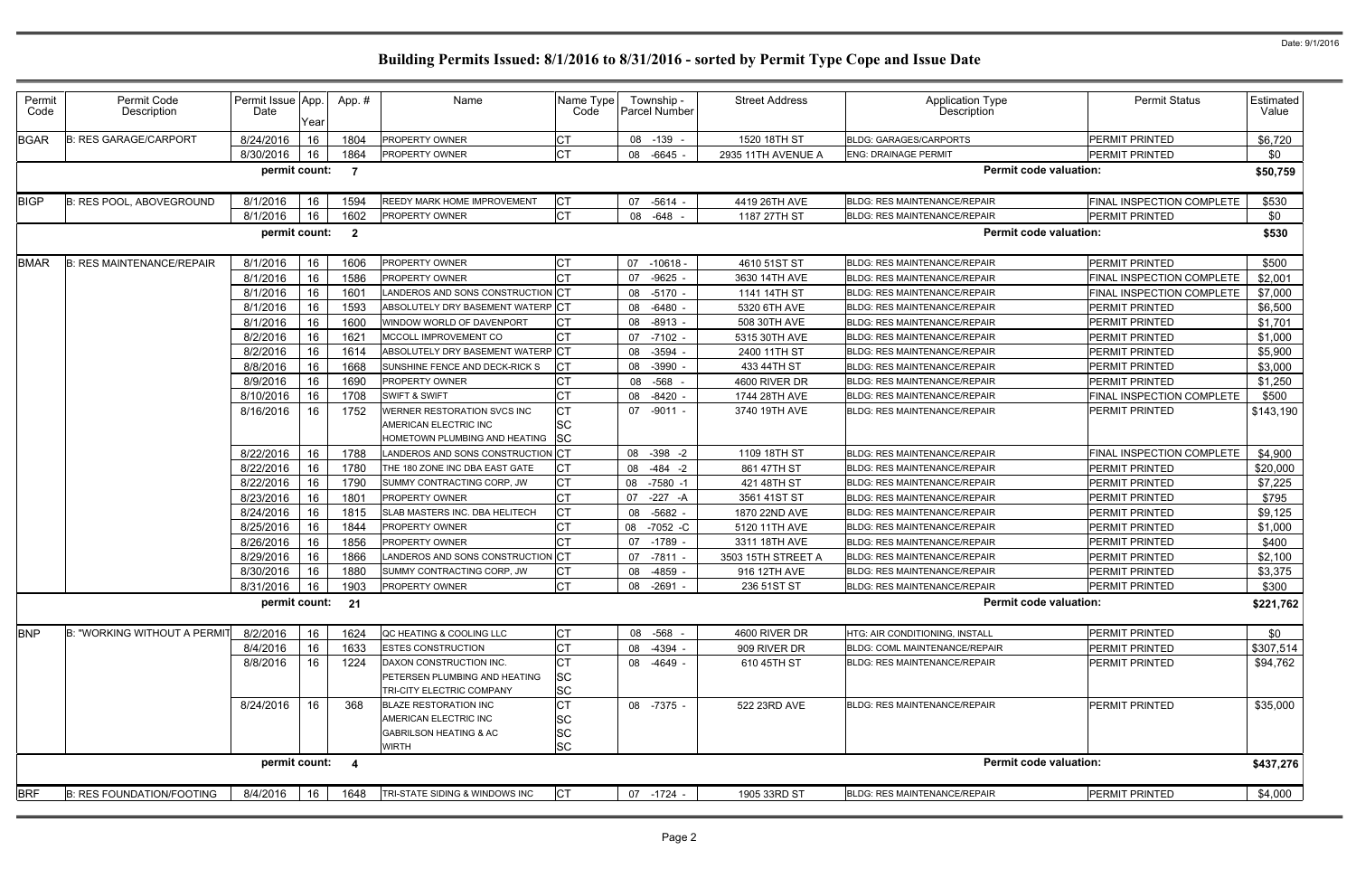# Building Permits Issued: 8/1/2016 to 8/31/2016 - sorted by Permit Type Cope and Issue Date

Date: 9/1/2016

| Permit Code | Permit Code Description | Permit Issue Date | App. Year | App. # | Name | Name Type Code | Township - Parcel Number | Street Address | Application Type Description | Permit Status | Estimated Value |
|---|---|---|---|---|---|---|---|---|---|---|---|
| BGAR | B: RES GARAGE/CARPORT | 8/24/2016 | 16 | 1804 | PROPERTY OWNER | CT | 08 -139 - | 1520 18TH ST | BLDG: GARAGES/CARPORTS | PERMIT PRINTED | $6,720 |
| | | 8/30/2016 | 16 | 1864 | PROPERTY OWNER | CT | 08 -6645 - | 2935 11TH AVENUE A | ENG: DRAINAGE PERMIT | PERMIT PRINTED | $0 |
| | | permit count: | | 7 | | | | | Permit code valuation: | | $50,759 |
| BIGP | B: RES POOL, ABOVEGROUND | 8/1/2016 | 16 | 1594 | REEDY MARK HOME IMPROVEMENT | CT | 07 -5614 - | 4419 26TH AVE | BLDG: RES MAINTENANCE/REPAIR | FINAL INSPECTION COMPLETE | $530 |
| | | 8/1/2016 | 16 | 1602 | PROPERTY OWNER | CT | 08 -648 - | 1187 27TH ST | BLDG: RES MAINTENANCE/REPAIR | PERMIT PRINTED | $0 |
| | | permit count: | | 2 | | | | | Permit code valuation: | | $530 |
| BMAR | B: RES MAINTENANCE/REPAIR | 8/1/2016 | 16 | 1606 | PROPERTY OWNER | CT | 07 -10618 - | 4610 51ST ST | BLDG: RES MAINTENANCE/REPAIR | PERMIT PRINTED | $500 |
| | | 8/1/2016 | 16 | 1586 | PROPERTY OWNER | CT | 07 -9625 - | 3630 14TH AVE | BLDG: RES MAINTENANCE/REPAIR | FINAL INSPECTION COMPLETE | $2,001 |
| | | 8/1/2016 | 16 | 1601 | LANDEROS AND SONS CONSTRUCTION | CT | 08 -5170 - | 1141 14TH ST | BLDG: RES MAINTENANCE/REPAIR | FINAL INSPECTION COMPLETE | $7,000 |
| | | 8/1/2016 | 16 | 1593 | ABSOLUTELY DRY BASEMENT WATERP | CT | 08 -6480 - | 5320 6TH AVE | BLDG: RES MAINTENANCE/REPAIR | PERMIT PRINTED | $6,500 |
| | | 8/1/2016 | 16 | 1600 | WINDOW WORLD OF DAVENPORT | CT | 08 -8913 - | 508 30TH AVE | BLDG: RES MAINTENANCE/REPAIR | PERMIT PRINTED | $1,701 |
| | | 8/2/2016 | 16 | 1621 | MCCOLL IMPROVEMENT CO | CT | 07 -7102 - | 5315 30TH AVE | BLDG: RES MAINTENANCE/REPAIR | PERMIT PRINTED | $1,000 |
| | | 8/2/2016 | 16 | 1614 | ABSOLUTELY DRY BASEMENT WATERP | CT | 08 -3594 - | 2400 11TH ST | BLDG: RES MAINTENANCE/REPAIR | PERMIT PRINTED | $5,900 |
| | | 8/8/2016 | 16 | 1668 | SUNSHINE FENCE AND DECK-RICK S | CT | 08 -3990 - | 433 44TH ST | BLDG: RES MAINTENANCE/REPAIR | PERMIT PRINTED | $3,000 |
| | | 8/9/2016 | 16 | 1690 | PROPERTY OWNER | CT | 08 -568 - | 4600 RIVER DR | BLDG: RES MAINTENANCE/REPAIR | PERMIT PRINTED | $1,250 |
| | | 8/10/2016 | 16 | 1708 | SWIFT & SWIFT | CT | 08 -8420 - | 1744 28TH AVE | BLDG: RES MAINTENANCE/REPAIR | FINAL INSPECTION COMPLETE | $500 |
| | | 8/16/2016 | 16 | 1752 | WERNER RESTORATION SVCS INC<br>AMERICAN ELECTRIC INC<br>HOMETOWN PLUMBING AND HEATING | CT<br>SC<br>SC | 07 -9011 - | 3740 19TH AVE | BLDG: RES MAINTENANCE/REPAIR | PERMIT PRINTED | $143,190 |
| | | 8/22/2016 | 16 | 1788 | LANDEROS AND SONS CONSTRUCTION | CT | 08 -398 -2 | 1109 18TH ST | BLDG: RES MAINTENANCE/REPAIR | FINAL INSPECTION COMPLETE | $4,900 |
| | | 8/22/2016 | 16 | 1780 | THE 180 ZONE INC DBA EAST GATE | CT | 08 -484 -2 | 861 47TH ST | BLDG: RES MAINTENANCE/REPAIR | PERMIT PRINTED | $20,000 |
| | | 8/22/2016 | 16 | 1790 | SUMMY CONTRACTING CORP, JW | CT | 08 -7580 -1 | 421 48TH ST | BLDG: RES MAINTENANCE/REPAIR | PERMIT PRINTED | $7,225 |
| | | 8/23/2016 | 16 | 1801 | PROPERTY OWNER | CT | 07 -227 -A | 3561 41ST ST | BLDG: RES MAINTENANCE/REPAIR | PERMIT PRINTED | $795 |
| | | 8/24/2016 | 16 | 1815 | SLAB MASTERS INC. DBA HELITECH | CT | 08 -5682 - | 1870 22ND AVE | BLDG: RES MAINTENANCE/REPAIR | PERMIT PRINTED | $9,125 |
| | | 8/25/2016 | 16 | 1844 | PROPERTY OWNER | CT | 08 -7052 -C | 5120 11TH AVE | BLDG: RES MAINTENANCE/REPAIR | PERMIT PRINTED | $1,000 |
| | | 8/26/2016 | 16 | 1856 | PROPERTY OWNER | CT | 07 -1789 - | 3311 18TH AVE | BLDG: RES MAINTENANCE/REPAIR | PERMIT PRINTED | $400 |
| | | 8/29/2016 | 16 | 1866 | LANDEROS AND SONS CONSTRUCTION | CT | 07 -7811 - | 3503 15TH STREET A | BLDG: RES MAINTENANCE/REPAIR | PERMIT PRINTED | $2,100 |
| | | 8/30/2016 | 16 | 1880 | SUMMY CONTRACTING CORP, JW | CT | 08 -4859 - | 916 12TH AVE | BLDG: RES MAINTENANCE/REPAIR | PERMIT PRINTED | $3,375 |
| | | 8/31/2016 | 16 | 1903 | PROPERTY OWNER | CT | 08 -2691 - | 236 51ST ST | BLDG: RES MAINTENANCE/REPAIR | PERMIT PRINTED | $300 |
| | | permit count: | | 21 | | | | | Permit code valuation: | | $221,762 |
| BNP | B: "WORKING WITHOUT A PERMIT | 8/2/2016 | 16 | 1624 | QC HEATING & COOLING LLC | CT | 08 -568 - | 4600 RIVER DR | HTG: AIR CONDITIONING, INSTALL | PERMIT PRINTED | $0 |
| | | 8/4/2016 | 16 | 1633 | ESTES CONSTRUCTION | CT | 08 -4394 - | 909 RIVER DR | BLDG: COML MAINTENANCE/REPAIR | PERMIT PRINTED | $307,514 |
| | | 8/8/2016 | 16 | 1224 | DAXON CONSTRUCTION INC.<br>PETERSEN PLUMBING AND HEATING<br>TRI-CITY ELECTRIC COMPANY | CT<br>SC<br>SC | 08 -4649 - | 610 45TH ST | BLDG: RES MAINTENANCE/REPAIR | PERMIT PRINTED | $94,762 |
| | | 8/24/2016 | 16 | 368 | BLAZE RESTORATION INC<br>AMERICAN ELECTRIC INC<br>GABRILSON HEATING & AC<br>WIRTH | CT<br>SC<br>SC<br>SC | 08 -7375 - | 522 23RD AVE | BLDG: RES MAINTENANCE/REPAIR | PERMIT PRINTED | $35,000 |
| | | permit count: | | 4 | | | | | Permit code valuation: | | $437,276 |
| BRF | B: RES FOUNDATION/FOOTING | 8/4/2016 | 16 | 1648 | TRI-STATE SIDING & WINDOWS INC | CT | 07 -1724 - | 1905 33RD ST | BLDG: RES MAINTENANCE/REPAIR | PERMIT PRINTED | $4,000 |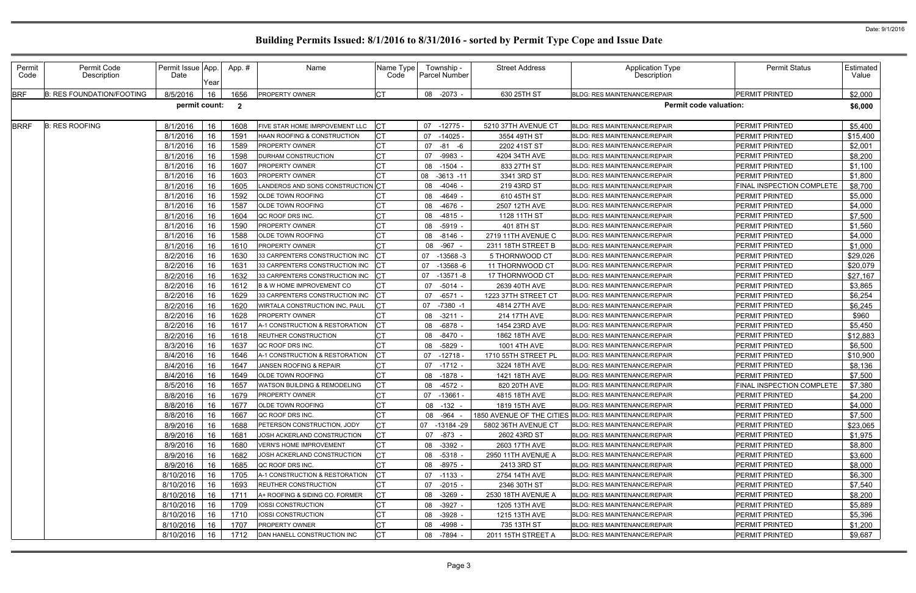# Building Permits Issued: 8/1/2016 to 8/31/2016 - sorted by Permit Type Cope and Issue Date

Date: 9/1/2016

| Permit Code | Permit Code Description | Permit Issue Date | App. Year | App. # | Name | Name Type Code | Township - Parcel Number | Street Address | Application Type Description | Permit Status | Estimated Value |
|---|---|---|---|---|---|---|---|---|---|---|---|
| BRF | B: RES FOUNDATION/FOOTING | 8/5/2016 | 16 | 1656 | PROPERTY OWNER | CT | 08 -2073 - | 630 25TH ST | BLDG: RES MAINTENANCE/REPAIR | PERMIT PRINTED | $2,000 |
| | | permit count: | | 2 | | | | | Permit code valuation: | | $6,000 |
| BRRF | B: RES ROOFING | 8/1/2016 | 16 | 1608 | FIVE STAR HOME IMRPOVEMENT LLC | CT | 07 -12775 - | 5210 37TH AVENUE CT | BLDG: RES MAINTENANCE/REPAIR | PERMIT PRINTED | $5,400 |
| | | 8/1/2016 | 16 | 1591 | HAAN ROOFING & CONSTRUCTION | CT | 07 -14025 - | 3554 49TH ST | BLDG: RES MAINTENANCE/REPAIR | PERMIT PRINTED | $15,400 |
| | | 8/1/2016 | 16 | 1589 | PROPERTY OWNER | CT | 07 -81 -6 | 2202 41ST ST | BLDG: RES MAINTENANCE/REPAIR | PERMIT PRINTED | $2,001 |
| | | 8/1/2016 | 16 | 1598 | DURHAM CONSTRUCTION | CT | 07 -9983 - | 4204 34TH AVE | BLDG: RES MAINTENANCE/REPAIR | PERMIT PRINTED | $8,200 |
| | | 8/1/2016 | 16 | 1607 | PROPERTY OWNER | CT | 08 -1504 - | 833 27TH ST | BLDG: RES MAINTENANCE/REPAIR | PERMIT PRINTED | $1,100 |
| | | 8/1/2016 | 16 | 1603 | PROPERTY OWNER | CT | 08 -3613 -11 | 3341 3RD ST | BLDG: RES MAINTENANCE/REPAIR | PERMIT PRINTED | $1,800 |
| | | 8/1/2016 | 16 | 1605 | LANDEROS AND SONS CONSTRUCTION | CT | 08 -4046 - | 219 43RD ST | BLDG: RES MAINTENANCE/REPAIR | FINAL INSPECTION COMPLETE | $8,700 |
| | | 8/1/2016 | 16 | 1592 | OLDE TOWN ROOFING | CT | 08 -4649 - | 610 45TH ST | BLDG: RES MAINTENANCE/REPAIR | PERMIT PRINTED | $5,000 |
| | | 8/1/2016 | 16 | 1587 | OLDE TOWN ROOFING | CT | 08 -4676 - | 2507 12TH AVE | BLDG: RES MAINTENANCE/REPAIR | PERMIT PRINTED | $4,000 |
| | | 8/1/2016 | 16 | 1604 | QC ROOF DRS INC. | CT | 08 -4815 - | 1128 11TH ST | BLDG: RES MAINTENANCE/REPAIR | PERMIT PRINTED | $7,500 |
| | | 8/1/2016 | 16 | 1590 | PROPERTY OWNER | CT | 08 -5919 - | 401 8TH ST | BLDG: RES MAINTENANCE/REPAIR | PERMIT PRINTED | $1,560 |
| | | 8/1/2016 | 16 | 1588 | OLDE TOWN ROOFING | CT | 08 -8146 - | 2719 11TH AVENUE C | BLDG: RES MAINTENANCE/REPAIR | PERMIT PRINTED | $4,000 |
| | | 8/1/2016 | 16 | 1610 | PROPERTY OWNER | CT | 08 -967 - | 2311 18TH STREET B | BLDG: RES MAINTENANCE/REPAIR | PERMIT PRINTED | $1,000 |
| | | 8/2/2016 | 16 | 1630 | 33 CARPENTERS CONSTRUCTION INC | CT | 07 -13568 -3 | 5 THORNWOOD CT | BLDG: RES MAINTENANCE/REPAIR | PERMIT PRINTED | $29,026 |
| | | 8/2/2016 | 16 | 1631 | 33 CARPENTERS CONSTRUCTION INC | CT | 07 -13568 -6 | 11 THORNWOOD CT | BLDG: RES MAINTENANCE/REPAIR | PERMIT PRINTED | $20,079 |
| | | 8/2/2016 | 16 | 1632 | 33 CARPENTERS CONSTRUCTION INC | CT | 07 -13571 -8 | 17 THORNWOOD CT | BLDG: RES MAINTENANCE/REPAIR | PERMIT PRINTED | $27,167 |
| | | 8/2/2016 | 16 | 1612 | B & W HOME IMPROVEMENT CO | CT | 07 -5014 - | 2639 40TH AVE | BLDG: RES MAINTENANCE/REPAIR | PERMIT PRINTED | $3,865 |
| | | 8/2/2016 | 16 | 1629 | 33 CARPENTERS CONSTRUCTION INC | CT | 07 -6571 - | 1223 37TH STREET CT | BLDG: RES MAINTENANCE/REPAIR | PERMIT PRINTED | $6,254 |
| | | 8/2/2016 | 16 | 1620 | WIRTALA CONSTRUCTION INC, PAUL | CT | 07 -7380 -1 | 4814 27TH AVE | BLDG: RES MAINTENANCE/REPAIR | PERMIT PRINTED | $6,245 |
| | | 8/2/2016 | 16 | 1628 | PROPERTY OWNER | CT | 08 -3211 - | 214 17TH AVE | BLDG: RES MAINTENANCE/REPAIR | PERMIT PRINTED | $960 |
| | | 8/2/2016 | 16 | 1617 | A-1 CONSTRUCTION & RESTORATION | CT | 08 -6878 - | 1454 23RD AVE | BLDG: RES MAINTENANCE/REPAIR | PERMIT PRINTED | $5,450 |
| | | 8/2/2016 | 16 | 1618 | REUTHER CONSTRUCTION | CT | 08 -8470 - | 1862 18TH AVE | BLDG: RES MAINTENANCE/REPAIR | PERMIT PRINTED | $12,883 |
| | | 8/3/2016 | 16 | 1637 | QC ROOF DRS INC. | CT | 08 -5829 - | 1001 4TH AVE | BLDG: RES MAINTENANCE/REPAIR | PERMIT PRINTED | $6,500 |
| | | 8/4/2016 | 16 | 1646 | A-1 CONSTRUCTION & RESTORATION | CT | 07 -12718 - | 1710 55TH STREET PL | BLDG: RES MAINTENANCE/REPAIR | PERMIT PRINTED | $10,900 |
| | | 8/4/2016 | 16 | 1647 | JANSEN ROOFING & REPAIR | CT | 07 -1712 - | 3224 18TH AVE | BLDG: RES MAINTENANCE/REPAIR | PERMIT PRINTED | $8,136 |
| | | 8/4/2016 | 16 | 1649 | OLDE TOWN ROOFING | CT | 08 -1878 - | 1421 18TH AVE | BLDG: RES MAINTENANCE/REPAIR | PERMIT PRINTED | $7,500 |
| | | 8/5/2016 | 16 | 1657 | WATSON BUILDING & REMODELING | CT | 08 -4572 - | 820 20TH AVE | BLDG: RES MAINTENANCE/REPAIR | FINAL INSPECTION COMPLETE | $7,380 |
| | | 8/8/2016 | 16 | 1679 | PROPERTY OWNER | CT | 07 -13661 - | 4815 18TH AVE | BLDG: RES MAINTENANCE/REPAIR | PERMIT PRINTED | $4,200 |
| | | 8/8/2016 | 16 | 1677 | OLDE TOWN ROOFING | CT | 08 -132 - | 1819 15TH AVE | BLDG: RES MAINTENANCE/REPAIR | PERMIT PRINTED | $4,000 |
| | | 8/8/2016 | 16 | 1667 | QC ROOF DRS INC. | CT | 08 -964 - | 1850 AVENUE OF THE CITIES | BLDG: RES MAINTENANCE/REPAIR | PERMIT PRINTED | $7,500 |
| | | 8/9/2016 | 16 | 1688 | PETERSON CONSTRUCTION, JODY | CT | 07 -13184 -29 | 5802 36TH AVENUE CT | BLDG: RES MAINTENANCE/REPAIR | PERMIT PRINTED | $23,065 |
| | | 8/9/2016 | 16 | 1681 | JOSH ACKERLAND CONSTRUCTION | CT | 07 -873 - | 2602 43RD ST | BLDG: RES MAINTENANCE/REPAIR | PERMIT PRINTED | $1,975 |
| | | 8/9/2016 | 16 | 1680 | VERN'S HOME IMPROVEMENT | CT | 08 -3392 - | 2603 17TH AVE | BLDG: RES MAINTENANCE/REPAIR | PERMIT PRINTED | $8,800 |
| | | 8/9/2016 | 16 | 1682 | JOSH ACKERLAND CONSTRUCTION | CT | 08 -5318 - | 2950 11TH AVENUE A | BLDG: RES MAINTENANCE/REPAIR | PERMIT PRINTED | $3,600 |
| | | 8/9/2016 | 16 | 1685 | QC ROOF DRS INC. | CT | 08 -8975 - | 2413 3RD ST | BLDG: RES MAINTENANCE/REPAIR | PERMIT PRINTED | $8,000 |
| | | 8/10/2016 | 16 | 1705 | A-1 CONSTRUCTION & RESTORATION | CT | 07 -1133 - | 2754 14TH AVE | BLDG: RES MAINTENANCE/REPAIR | PERMIT PRINTED | $6,300 |
| | | 8/10/2016 | 16 | 1693 | REUTHER CONSTRUCTION | CT | 07 -2015 - | 2346 30TH ST | BLDG: RES MAINTENANCE/REPAIR | PERMIT PRINTED | $7,540 |
| | | 8/10/2016 | 16 | 1711 | A+ ROOFING & SIDING CO. FORMER | CT | 08 -3269 - | 2530 18TH AVENUE A | BLDG: RES MAINTENANCE/REPAIR | PERMIT PRINTED | $8,200 |
| | | 8/10/2016 | 16 | 1709 | IOSSI CONSTRUCTION | CT | 08 -3927 - | 1205 13TH AVE | BLDG: RES MAINTENANCE/REPAIR | PERMIT PRINTED | $5,889 |
| | | 8/10/2016 | 16 | 1710 | IOSSI CONSTRUCTION | CT | 08 -3928 - | 1215 13TH AVE | BLDG: RES MAINTENANCE/REPAIR | PERMIT PRINTED | $5,396 |
| | | 8/10/2016 | 16 | 1707 | PROPERTY OWNER | CT | 08 -4998 - | 735 13TH ST | BLDG: RES MAINTENANCE/REPAIR | PERMIT PRINTED | $1,200 |
| | | 8/10/2016 | 16 | 1712 | DAN HANELL CONSTRUCTION INC | CT | 08 -7894 - | 2011 15TH STREET A | BLDG: RES MAINTENANCE/REPAIR | PERMIT PRINTED | $9,687 |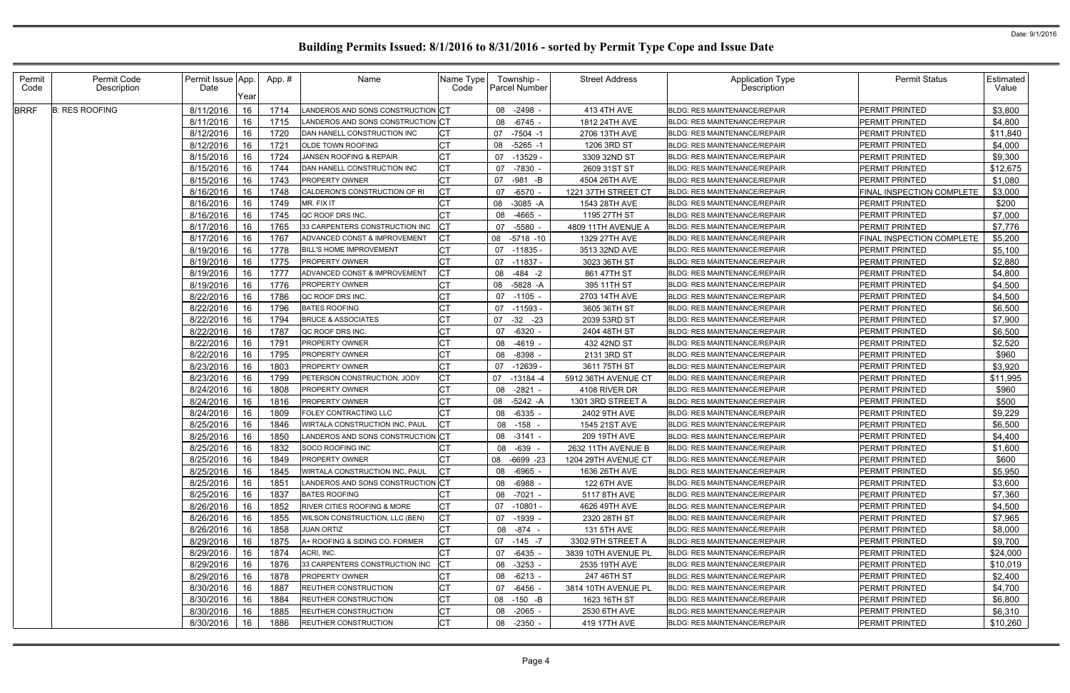# Building Permits Issued: 8/1/2016 to 8/31/2016 - sorted by Permit Type Cope and Issue Date

| Permit Code | Permit Code Description | Permit Issue Date | App. Year | App. # | Name | Name Type Code | Township - Parcel Number | Street Address | Application Type Description | Permit Status | Estimated Value |
|---|---|---|---|---|---|---|---|---|---|---|---|
| BRRF | B: RES ROOFING | 8/11/2016 | 16 | 1714 | LANDEROS AND SONS CONSTRUCTION | CT | 08 -2498 - | 413 4TH AVE | BLDG: RES MAINTENANCE/REPAIR | PERMIT PRINTED | $3,800 |
| | | 8/11/2016 | 16 | 1715 | LANDEROS AND SONS CONSTRUCTION | CT | 08 -6745 - | 1812 24TH AVE | BLDG: RES MAINTENANCE/REPAIR | PERMIT PRINTED | $4,800 |
| | | 8/12/2016 | 16 | 1720 | DAN HANELL CONSTRUCTION INC | CT | 07 -7504 -1 | 2706 13TH AVE | BLDG: RES MAINTENANCE/REPAIR | PERMIT PRINTED | $11,840 |
| | | 8/12/2016 | 16 | 1721 | OLDE TOWN ROOFING | CT | 08 -5265 -1 | 1206 3RD ST | BLDG: RES MAINTENANCE/REPAIR | PERMIT PRINTED | $4,000 |
| | | 8/15/2016 | 16 | 1724 | JANSEN ROOFING & REPAIR | CT | 07 -13529 - | 3309 32ND ST | BLDG: RES MAINTENANCE/REPAIR | PERMIT PRINTED | $9,300 |
| | | 8/15/2016 | 16 | 1744 | DAN HANELL CONSTRUCTION INC | CT | 07 -7830 - | 2609 31ST ST | BLDG: RES MAINTENANCE/REPAIR | PERMIT PRINTED | $12,675 |
| | | 8/15/2016 | 16 | 1743 | PROPERTY OWNER | CT | 07 -981 -B | 4504 26TH AVE | BLDG: RES MAINTENANCE/REPAIR | PERMIT PRINTED | $1,080 |
| | | 8/16/2016 | 16 | 1748 | CALDERON'S CONSTRUCTION OF RI | CT | 07 -6570 - | 1221 37TH STREET CT | BLDG: RES MAINTENANCE/REPAIR | FINAL INSPECTION COMPLETE | $3,000 |
| | | 8/16/2016 | 16 | 1749 | MR. FIX IT | CT | 08 -3085 -A | 1543 28TH AVE | BLDG: RES MAINTENANCE/REPAIR | PERMIT PRINTED | $200 |
| | | 8/16/2016 | 16 | 1745 | QC ROOF DRS INC. | CT | 08 -4665 - | 1195 27TH ST | BLDG: RES MAINTENANCE/REPAIR | PERMIT PRINTED | $7,000 |
| | | 8/17/2016 | 16 | 1765 | 33 CARPENTERS CONSTRUCTION INC | CT | 07 -5580 - | 4809 11TH AVENUE A | BLDG: RES MAINTENANCE/REPAIR | PERMIT PRINTED | $7,776 |
| | | 8/17/2016 | 16 | 1767 | ADVANCED CONST & IMPROVEMENT | CT | 08 -5718 -10 | 1329 27TH AVE | BLDG: RES MAINTENANCE/REPAIR | FINAL INSPECTION COMPLETE | $5,200 |
| | | 8/19/2016 | 16 | 1778 | BILL'S HOME IMPROVEMENT | CT | 07 -11835 - | 3513 32ND AVE | BLDG: RES MAINTENANCE/REPAIR | PERMIT PRINTED | $5,100 |
| | | 8/19/2016 | 16 | 1775 | PROPERTY OWNER | CT | 07 -11837 - | 3023 36TH ST | BLDG: RES MAINTENANCE/REPAIR | PERMIT PRINTED | $2,880 |
| | | 8/19/2016 | 16 | 1777 | ADVANCED CONST & IMPROVEMENT | CT | 08 -484 -2 | 861 47TH ST | BLDG: RES MAINTENANCE/REPAIR | PERMIT PRINTED | $4,800 |
| | | 8/19/2016 | 16 | 1776 | PROPERTY OWNER | CT | 08 -5828 -A | 395 11TH ST | BLDG: RES MAINTENANCE/REPAIR | PERMIT PRINTED | $4,500 |
| | | 8/22/2016 | 16 | 1786 | QC ROOF DRS INC. | CT | 07 -1105 - | 2703 14TH AVE | BLDG: RES MAINTENANCE/REPAIR | PERMIT PRINTED | $4,500 |
| | | 8/22/2016 | 16 | 1796 | BATES ROOFING | CT | 07 -11593 - | 3605 36TH ST | BLDG: RES MAINTENANCE/REPAIR | PERMIT PRINTED | $6,500 |
| | | 8/22/2016 | 16 | 1794 | BRUCE & ASSOCIATES | CT | 07 -32 -23 | 2039 53RD ST | BLDG: RES MAINTENANCE/REPAIR | PERMIT PRINTED | $7,900 |
| | | 8/22/2016 | 16 | 1787 | QC ROOF DRS INC. | CT | 07 -6320 - | 2404 48TH ST | BLDG: RES MAINTENANCE/REPAIR | PERMIT PRINTED | $6,500 |
| | | 8/22/2016 | 16 | 1791 | PROPERTY OWNER | CT | 08 -4619 - | 432 42ND ST | BLDG: RES MAINTENANCE/REPAIR | PERMIT PRINTED | $2,520 |
| | | 8/22/2016 | 16 | 1795 | PROPERTY OWNER | CT | 08 -8398 - | 2131 3RD ST | BLDG: RES MAINTENANCE/REPAIR | PERMIT PRINTED | $960 |
| | | 8/23/2016 | 16 | 1803 | PROPERTY OWNER | CT | 07 -12639 - | 3611 75TH ST | BLDG: RES MAINTENANCE/REPAIR | PERMIT PRINTED | $3,920 |
| | | 8/23/2016 | 16 | 1799 | PETERSON CONSTRUCTION, JODY | CT | 07 -13184 -4 | 5912 36TH AVENUE CT | BLDG: RES MAINTENANCE/REPAIR | PERMIT PRINTED | $11,995 |
| | | 8/24/2016 | 16 | 1808 | PROPERTY OWNER | CT | 08 -2821 - | 4108 RIVER DR | BLDG: RES MAINTENANCE/REPAIR | PERMIT PRINTED | $960 |
| | | 8/24/2016 | 16 | 1816 | PROPERTY OWNER | CT | 08 -5242 -A | 1301 3RD STREET A | BLDG: RES MAINTENANCE/REPAIR | PERMIT PRINTED | $500 |
| | | 8/24/2016 | 16 | 1809 | FOLEY CONTRACTING LLC | CT | 08 -6335 - | 2402 9TH AVE | BLDG: RES MAINTENANCE/REPAIR | PERMIT PRINTED | $9,229 |
| | | 8/25/2016 | 16 | 1846 | WIRTALA CONSTRUCTION INC, PAUL | CT | 08 -158 - | 1545 21ST AVE | BLDG: RES MAINTENANCE/REPAIR | PERMIT PRINTED | $6,500 |
| | | 8/25/2016 | 16 | 1850 | LANDEROS AND SONS CONSTRUCTION | CT | 08 -3141 - | 209 19TH AVE | BLDG: RES MAINTENANCE/REPAIR | PERMIT PRINTED | $4,400 |
| | | 8/25/2016 | 16 | 1832 | SOCO ROOFING INC | CT | 08 -639 - | 2632 11TH AVENUE B | BLDG: RES MAINTENANCE/REPAIR | PERMIT PRINTED | $1,600 |
| | | 8/25/2016 | 16 | 1849 | PROPERTY OWNER | CT | 08 -6699 -23 | 1204 29TH AVENUE CT | BLDG: RES MAINTENANCE/REPAIR | PERMIT PRINTED | $600 |
| | | 8/25/2016 | 16 | 1845 | WIRTALA CONSTRUCTION INC, PAUL | CT | 08 -6965 - | 1636 26TH AVE | BLDG: RES MAINTENANCE/REPAIR | PERMIT PRINTED | $5,950 |
| | | 8/25/2016 | 16 | 1851 | LANDEROS AND SONS CONSTRUCTION | CT | 08 -6988 - | 122 6TH AVE | BLDG: RES MAINTENANCE/REPAIR | PERMIT PRINTED | $3,600 |
| | | 8/25/2016 | 16 | 1837 | BATES ROOFING | CT | 08 -7021 - | 5117 8TH AVE | BLDG: RES MAINTENANCE/REPAIR | PERMIT PRINTED | $7,360 |
| | | 8/26/2016 | 16 | 1852 | RIVER CITIES ROOFING & MORE | CT | 07 -10801 - | 4626 49TH AVE | BLDG: RES MAINTENANCE/REPAIR | PERMIT PRINTED | $4,500 |
| | | 8/26/2016 | 16 | 1855 | WILSON CONSTRUCTION, LLC (BEN) | CT | 07 -1939 - | 2320 28TH ST | BLDG: RES MAINTENANCE/REPAIR | PERMIT PRINTED | $7,965 |
| | | 8/26/2016 | 16 | 1858 | JUAN ORTIZ | CT | 08 -874 - | 131 5TH AVE | BLDG: RES MAINTENANCE/REPAIR | PERMIT PRINTED | $8,000 |
| | | 8/29/2016 | 16 | 1875 | A+ ROOFING & SIDING CO. FORMER | CT | 07 -145 -7 | 3302 9TH STREET A | BLDG: RES MAINTENANCE/REPAIR | PERMIT PRINTED | $9,700 |
| | | 8/29/2016 | 16 | 1874 | ACRI, INC. | CT | 07 -6435 - | 3839 10TH AVENUE PL | BLDG: RES MAINTENANCE/REPAIR | PERMIT PRINTED | $24,000 |
| | | 8/29/2016 | 16 | 1876 | 33 CARPENTERS CONSTRUCTION INC | CT | 08 -3253 - | 2535 19TH AVE | BLDG: RES MAINTENANCE/REPAIR | PERMIT PRINTED | $10,019 |
| | | 8/29/2016 | 16 | 1878 | PROPERTY OWNER | CT | 08 -6213 - | 247 46TH ST | BLDG: RES MAINTENANCE/REPAIR | PERMIT PRINTED | $2,400 |
| | | 8/30/2016 | 16 | 1887 | REUTHER CONSTRUCTION | CT | 07 -6456 - | 3814 10TH AVENUE PL | BLDG: RES MAINTENANCE/REPAIR | PERMIT PRINTED | $4,700 |
| | | 8/30/2016 | 16 | 1884 | REUTHER CONSTRUCTION | CT | 08 -150 -B | 1623 16TH ST | BLDG: RES MAINTENANCE/REPAIR | PERMIT PRINTED | $6,800 |
| | | 8/30/2016 | 16 | 1885 | REUTHER CONSTRUCTION | CT | 08 -2065 - | 2530 6TH AVE | BLDG: RES MAINTENANCE/REPAIR | PERMIT PRINTED | $6,310 |
| | | 8/30/2016 | 16 | 1886 | REUTHER CONSTRUCTION | CT | 08 -2350 - | 419 17TH AVE | BLDG: RES MAINTENANCE/REPAIR | PERMIT PRINTED | $10,260 |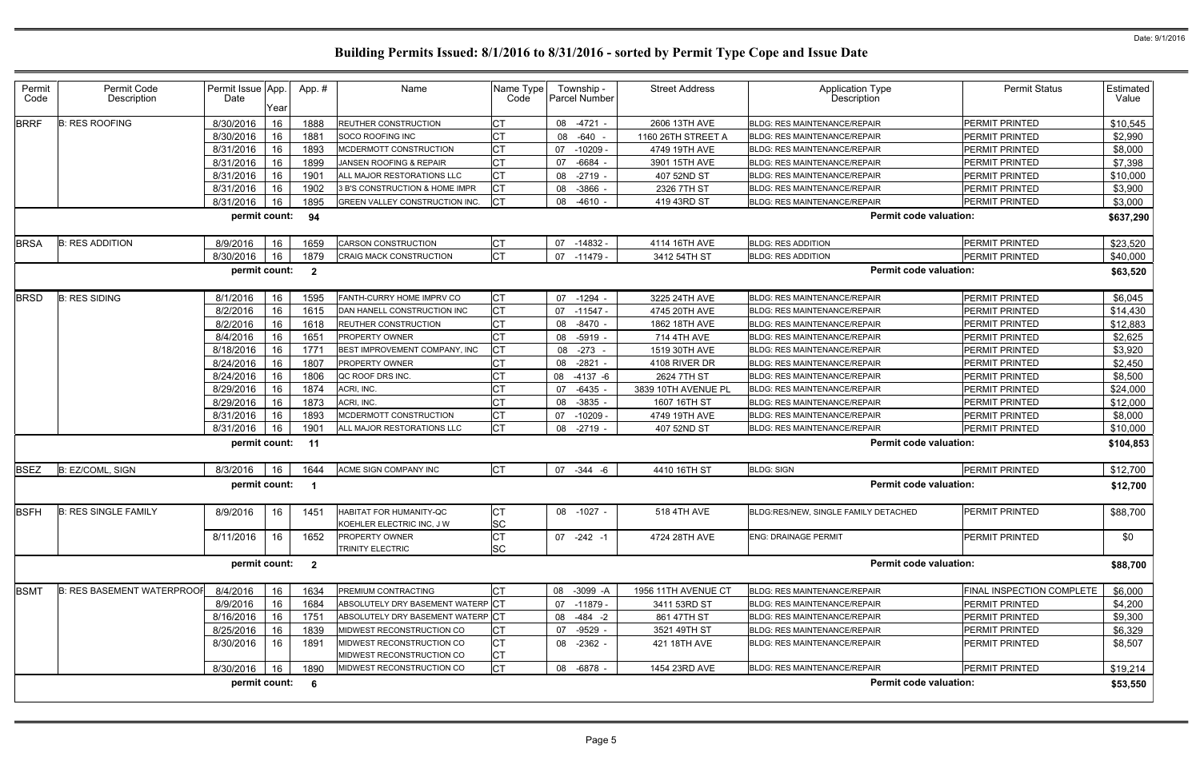Date: 9/1/2016

# Building Permits Issued: 8/1/2016 to 8/31/2016 - sorted by Permit Type Cope and Issue Date

| Permit Code | Permit Code Description | Permit Issue Date | App. Year | App. # | Name | Name Type Code | Township - Parcel Number | Street Address | Application Type Description | Permit Status | Estimated Value |
|---|---|---|---|---|---|---|---|---|---|---|---|
| BRRF | B: RES ROOFING | 8/30/2016 | 16 | 1888 | REUTHER CONSTRUCTION | CT | 08 -4721 - | 2606 13TH AVE | BLDG: RES MAINTENANCE/REPAIR | PERMIT PRINTED | $10,545 |
| | | 8/30/2016 | 16 | 1881 | SOCO ROOFING INC | CT | 08 -640 - | 1160 26TH STREET A | BLDG: RES MAINTENANCE/REPAIR | PERMIT PRINTED | $2,990 |
| | | 8/31/2016 | 16 | 1893 | MCDERMOTT CONSTRUCTION | CT | 07 -10209 - | 4749 19TH AVE | BLDG: RES MAINTENANCE/REPAIR | PERMIT PRINTED | $8,000 |
| | | 8/31/2016 | 16 | 1899 | JANSEN ROOFING & REPAIR | CT | 07 -6684 - | 3901 15TH AVE | BLDG: RES MAINTENANCE/REPAIR | PERMIT PRINTED | $7,398 |
| | | 8/31/2016 | 16 | 1901 | ALL MAJOR RESTORATIONS LLC | CT | 08 -2719 - | 407 52ND ST | BLDG: RES MAINTENANCE/REPAIR | PERMIT PRINTED | $10,000 |
| | | 8/31/2016 | 16 | 1902 | 3 B'S CONSTRUCTION & HOME IMPR | CT | 08 -3866 - | 2326 7TH ST | BLDG: RES MAINTENANCE/REPAIR | PERMIT PRINTED | $3,900 |
| | | 8/31/2016 | 16 | 1895 | GREEN VALLEY CONSTRUCTION INC. | CT | 08 -4610 - | 419 43RD ST | BLDG: RES MAINTENANCE/REPAIR | PERMIT PRINTED | $3,000 |
| | | permit count: | | 94 | | | | | Permit code valuation: | | $637,290 |
| BRSA | B: RES ADDITION | 8/9/2016 | 16 | 1659 | CARSON CONSTRUCTION | CT | 07 -14832 - | 4114 16TH AVE | BLDG: RES ADDITION | PERMIT PRINTED | $23,520 |
| | | 8/30/2016 | 16 | 1879 | CRAIG MACK CONSTRUCTION | CT | 07 -11479 - | 3412 54TH ST | BLDG: RES ADDITION | PERMIT PRINTED | $40,000 |
| | | permit count: | | 2 | | | | | Permit code valuation: | | $63,520 |
| BRSD | B: RES SIDING | 8/1/2016 | 16 | 1595 | FANTH-CURRY HOME IMPRV CO | CT | 07 -1294 - | 3225 24TH AVE | BLDG: RES MAINTENANCE/REPAIR | PERMIT PRINTED | $6,045 |
| | | 8/2/2016 | 16 | 1615 | DAN HANELL CONSTRUCTION INC | CT | 07 -11547 - | 4745 20TH AVE | BLDG: RES MAINTENANCE/REPAIR | PERMIT PRINTED | $14,430 |
| | | 8/2/2016 | 16 | 1618 | REUTHER CONSTRUCTION | CT | 08 -8470 - | 1862 18TH AVE | BLDG: RES MAINTENANCE/REPAIR | PERMIT PRINTED | $12,883 |
| | | 8/4/2016 | 16 | 1651 | PROPERTY OWNER | CT | 08 -5919 - | 714 4TH AVE | BLDG: RES MAINTENANCE/REPAIR | PERMIT PRINTED | $2,625 |
| | | 8/18/2016 | 16 | 1771 | BEST IMPROVEMENT COMPANY, INC | CT | 08 -273 - | 1519 30TH AVE | BLDG: RES MAINTENANCE/REPAIR | PERMIT PRINTED | $3,920 |
| | | 8/24/2016 | 16 | 1807 | PROPERTY OWNER | CT | 08 -2821 - | 4108 RIVER DR | BLDG: RES MAINTENANCE/REPAIR | PERMIT PRINTED | $2,450 |
| | | 8/24/2016 | 16 | 1806 | QC ROOF DRS INC. | CT | 08 -4137 -6 | 2624 7TH ST | BLDG: RES MAINTENANCE/REPAIR | PERMIT PRINTED | $8,500 |
| | | 8/29/2016 | 16 | 1874 | ACRI, INC. | CT | 07 -6435 - | 3839 10TH AVENUE PL | BLDG: RES MAINTENANCE/REPAIR | PERMIT PRINTED | $24,000 |
| | | 8/29/2016 | 16 | 1873 | ACRI, INC. | CT | 08 -3835 - | 1607 16TH ST | BLDG: RES MAINTENANCE/REPAIR | PERMIT PRINTED | $12,000 |
| | | 8/31/2016 | 16 | 1893 | MCDERMOTT CONSTRUCTION | CT | 07 -10209 - | 4749 19TH AVE | BLDG: RES MAINTENANCE/REPAIR | PERMIT PRINTED | $8,000 |
| | | 8/31/2016 | 16 | 1901 | ALL MAJOR RESTORATIONS LLC | CT | 08 -2719 - | 407 52ND ST | BLDG: RES MAINTENANCE/REPAIR | PERMIT PRINTED | $10,000 |
| | | permit count: | | 11 | | | | | Permit code valuation: | | $104,853 |
| BSEZ | B: EZ/COML, SIGN | 8/3/2016 | 16 | 1644 | ACME SIGN COMPANY INC | CT | 07 -344 -6 | 4410 16TH ST | BLDG: SIGN | PERMIT PRINTED | $12,700 |
| | | permit count: | | 1 | | | | | Permit code valuation: | | $12,700 |
| BSFH | B: RES SINGLE FAMILY | 8/9/2016 | 16 | 1451 | HABITAT FOR HUMANITY-QC<br>KOEHLER ELECTRIC INC, J W | CT<br>SC | 08 -1027 - | 518 4TH AVE | BLDG:RES/NEW, SINGLE FAMILY DETACHED | PERMIT PRINTED | $88,700 |
| | | 8/11/2016 | 16 | 1652 | PROPERTY OWNER<br>TRINITY ELECTRIC | CT<br>SC | 07 -242 -1 | 4724 28TH AVE | ENG: DRAINAGE PERMIT | PERMIT PRINTED | $0 |
| | | permit count: | | 2 | | | | | Permit code valuation: | | $88,700 |
| BSMT | B: RES BASEMENT WATERPROOF | 8/4/2016 | 16 | 1634 | PREMIUM CONTRACTING | CT | 08 -3099 -A | 1956 11TH AVENUE CT | BLDG: RES MAINTENANCE/REPAIR | FINAL INSPECTION COMPLETE | $6,000 |
| | | 8/9/2016 | 16 | 1684 | ABSOLUTELY DRY BASEMENT WATERP | CT | 07 -11879 - | 3411 53RD ST | BLDG: RES MAINTENANCE/REPAIR | PERMIT PRINTED | $4,200 |
| | | 8/16/2016 | 16 | 1751 | ABSOLUTELY DRY BASEMENT WATERP | CT | 08 -484 -2 | 861 47TH ST | BLDG: RES MAINTENANCE/REPAIR | PERMIT PRINTED | $9,300 |
| | | 8/25/2016 | 16 | 1839 | MIDWEST RECONSTRUCTION CO | CT | 07 -9529 - | 3521 49TH ST | BLDG: RES MAINTENANCE/REPAIR | PERMIT PRINTED | $6,329 |
| | | 8/30/2016 | 16 | 1891 | MIDWEST RECONSTRUCTION CO<br>MIDWEST RECONSTRUCTION CO | CT<br>CT | 08 -2362 - | 421 18TH AVE | BLDG: RES MAINTENANCE/REPAIR | PERMIT PRINTED | $8,507 |
| | | 8/30/2016 | 16 | 1890 | MIDWEST RECONSTRUCTION CO | CT | 08 -6878 - | 1454 23RD AVE | BLDG: RES MAINTENANCE/REPAIR | PERMIT PRINTED | $19,214 |
| | | permit count: | | 6 | | | | | Permit code valuation: | | $53,550 |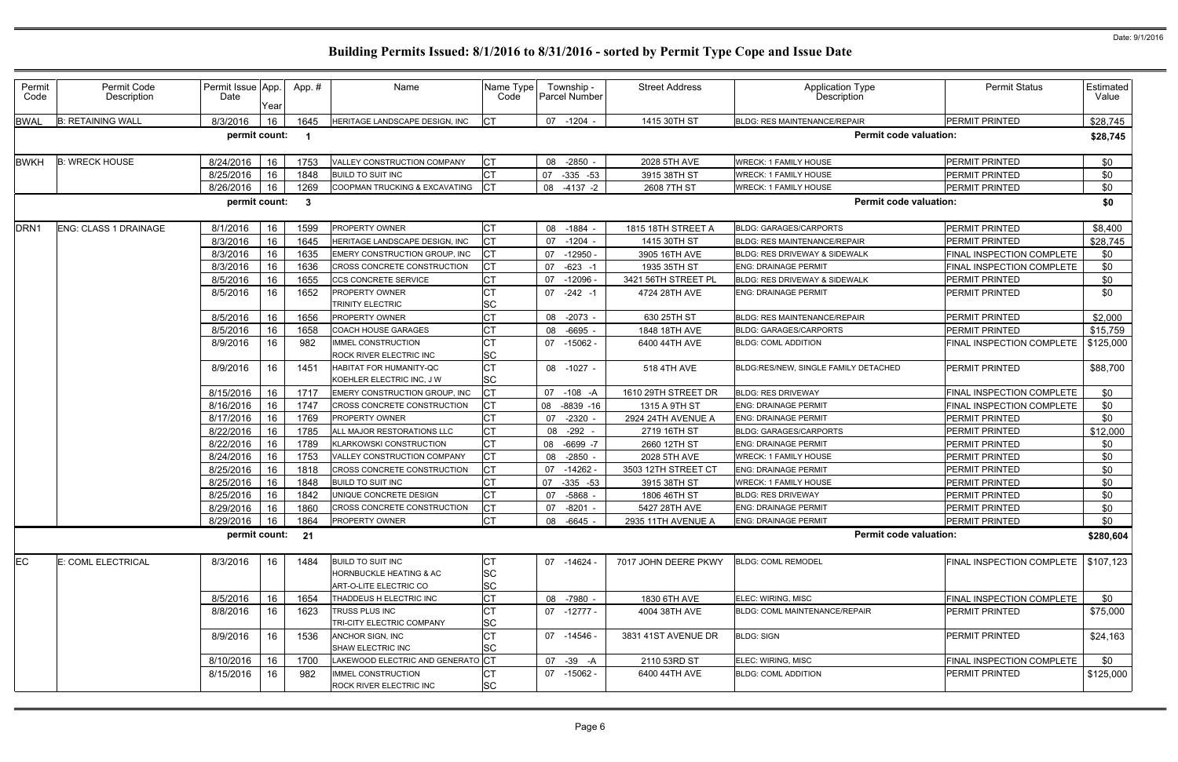# Building Permits Issued: 8/1/2016 to 8/31/2016 - sorted by Permit Type Cope and Issue Date

| Permit Code | Permit Code Description | Permit Issue Date | App. Year | App. # | Name | Name Type Code | Township - Parcel Number | Street Address | Application Type Description | Permit Status | Estimated Value |
|---|---|---|---|---|---|---|---|---|---|---|---|
| BWAL | B: RETAINING WALL | 8/3/2016 | 16 | 1645 | HERITAGE LANDSCAPE DESIGN, INC | CT | 07 -1204 - | 1415 30TH ST | BLDG: RES MAINTENANCE/REPAIR | PERMIT PRINTED | $28,745 |
| | | permit count: | | 1 | | | | | Permit code valuation: | | $28,745 |
| BWKH | B: WRECK HOUSE | 8/24/2016 | 16 | 1753 | VALLEY CONSTRUCTION COMPANY | CT | 08 -2850 - | 2028 5TH AVE | WRECK: 1 FAMILY HOUSE | PERMIT PRINTED | $0 |
| | | 8/25/2016 | 16 | 1848 | BUILD TO SUIT INC | CT | 07 -335 -53 | 3915 38TH ST | WRECK: 1 FAMILY HOUSE | PERMIT PRINTED | $0 |
| | | 8/26/2016 | 16 | 1269 | COOPMAN TRUCKING & EXCAVATING | CT | 08 -4137 -2 | 2608 7TH ST | WRECK: 1 FAMILY HOUSE | PERMIT PRINTED | $0 |
| | | permit count: | | 3 | | | | | Permit code valuation: | | $0 |
| DRN1 | ENG: CLASS 1 DRAINAGE | 8/1/2016 | 16 | 1599 | PROPERTY OWNER | CT | 08 -1884 - | 1815 18TH STREET A | BLDG: GARAGES/CARPORTS | PERMIT PRINTED | $8,400 |
| | | 8/3/2016 | 16 | 1645 | HERITAGE LANDSCAPE DESIGN, INC | CT | 07 -1204 - | 1415 30TH ST | BLDG: RES MAINTENANCE/REPAIR | PERMIT PRINTED | $28,745 |
| | | 8/3/2016 | 16 | 1635 | EMERY CONSTRUCTION GROUP, INC | CT | 07 -12950 - | 3905 16TH AVE | BLDG: RES DRIVEWAY & SIDEWALK | FINAL INSPECTION COMPLETE | $0 |
| | | 8/3/2016 | 16 | 1636 | CROSS CONCRETE CONSTRUCTION | CT | 07 -623 -1 | 1935 35TH ST | ENG: DRAINAGE PERMIT | FINAL INSPECTION COMPLETE | $0 |
| | | 8/5/2016 | 16 | 1655 | CCS CONCRETE SERVICE | CT | 07 -12096 - | 3421 56TH STREET PL | BLDG: RES DRIVEWAY & SIDEWALK | PERMIT PRINTED | $0 |
| | | 8/5/2016 | 16 | 1652 | PROPERTY OWNER<br>TRINITY ELECTRIC | CT<br>SC | 07 -242 -1 | 4724 28TH AVE | ENG: DRAINAGE PERMIT | PERMIT PRINTED | $0 |
| | | 8/5/2016 | 16 | 1656 | PROPERTY OWNER | CT | 08 -2073 - | 630 25TH ST | BLDG: RES MAINTENANCE/REPAIR | PERMIT PRINTED | $2,000 |
| | | 8/5/2016 | 16 | 1658 | COACH HOUSE GARAGES | CT | 08 -6695 - | 1848 18TH AVE | BLDG: GARAGES/CARPORTS | PERMIT PRINTED | $15,759 |
| | | 8/9/2016 | 16 | 982 | IMMEL CONSTRUCTION<br>ROCK RIVER ELECTRIC INC | CT<br>SC | 07 -15062 - | 6400 44TH AVE | BLDG: COML ADDITION | FINAL INSPECTION COMPLETE | $125,000 |
| | | 8/9/2016 | 16 | 1451 | HABITAT FOR HUMANITY-QC<br>KOEHLER ELECTRIC INC, J W | CT<br>SC | 08 -1027 - | 518 4TH AVE | BLDG:RES/NEW, SINGLE FAMILY DETACHED | PERMIT PRINTED | $88,700 |
| | | 8/15/2016 | 16 | 1717 | EMERY CONSTRUCTION GROUP, INC | CT | 07 -108 -A | 1610 29TH STREET DR | BLDG: RES DRIVEWAY | FINAL INSPECTION COMPLETE | $0 |
| | | 8/16/2016 | 16 | 1747 | CROSS CONCRETE CONSTRUCTION | CT | 08 -8839 -16 | 1315 A 9TH ST | ENG: DRAINAGE PERMIT | FINAL INSPECTION COMPLETE | $0 |
| | | 8/17/2016 | 16 | 1769 | PROPERTY OWNER | CT | 07 -2320 - | 2924 24TH AVENUE A | ENG: DRAINAGE PERMIT | PERMIT PRINTED | $0 |
| | | 8/22/2016 | 16 | 1785 | ALL MAJOR RESTORATIONS LLC | CT | 08 -292 - | 2719 16TH ST | BLDG: GARAGES/CARPORTS | PERMIT PRINTED | $12,000 |
| | | 8/22/2016 | 16 | 1789 | KLARKOWSKI CONSTRUCTION | CT | 08 -6699 -7 | 2660 12TH ST | ENG: DRAINAGE PERMIT | PERMIT PRINTED | $0 |
| | | 8/24/2016 | 16 | 1753 | VALLEY CONSTRUCTION COMPANY | CT | 08 -2850 - | 2028 5TH AVE | WRECK: 1 FAMILY HOUSE | PERMIT PRINTED | $0 |
| | | 8/25/2016 | 16 | 1818 | CROSS CONCRETE CONSTRUCTION | CT | 07 -14262 - | 3503 12TH STREET CT | ENG: DRAINAGE PERMIT | PERMIT PRINTED | $0 |
| | | 8/25/2016 | 16 | 1848 | BUILD TO SUIT INC | CT | 07 -335 -53 | 3915 38TH ST | WRECK: 1 FAMILY HOUSE | PERMIT PRINTED | $0 |
| | | 8/25/2016 | 16 | 1842 | UNIQUE CONCRETE DESIGN | CT | 07 -5868 - | 1806 46TH ST | BLDG: RES DRIVEWAY | PERMIT PRINTED | $0 |
| | | 8/29/2016 | 16 | 1860 | CROSS CONCRETE CONSTRUCTION | CT | 07 -8201 - | 5427 28TH AVE | ENG: DRAINAGE PERMIT | PERMIT PRINTED | $0 |
| | | 8/29/2016 | 16 | 1864 | PROPERTY OWNER | CT | 08 -6645 - | 2935 11TH AVENUE A | ENG: DRAINAGE PERMIT | PERMIT PRINTED | $0 |
| | | permit count: | | 21 | | | | | Permit code valuation: | | $280,604 |
| EC | E: COML ELECTRICAL | 8/3/2016 | 16 | 1484 | BUILD TO SUIT INC<br>HORNBUCKLE HEATING & AC<br>ART-O-LITE ELECTRIC CO | CT<br>SC<br>SC | 07 -14624 - | 7017 JOHN DEERE PKWY | BLDG: COML REMODEL | FINAL INSPECTION COMPLETE | $107,123 |
| | | 8/5/2016 | 16 | 1654 | THADDEUS H ELECTRIC INC | CT | 08 -7980 - | 1830 6TH AVE | ELEC: WIRING, MISC | FINAL INSPECTION COMPLETE | $0 |
| | | 8/8/2016 | 16 | 1623 | TRUSS PLUS INC<br>TRI-CITY ELECTRIC COMPANY | CT<br>SC | 07 -12777 - | 4004 38TH AVE | BLDG: COML MAINTENANCE/REPAIR | PERMIT PRINTED | $75,000 |
| | | 8/9/2016 | 16 | 1536 | ANCHOR SIGN, INC<br>SHAW ELECTRIC INC | CT<br>SC | 07 -14546 - | 3831 41ST AVENUE DR | BLDG: SIGN | PERMIT PRINTED | $24,163 |
| | | 8/10/2016 | 16 | 1700 | LAKEWOOD ELECTRIC AND GENERATO | CT | 07 -39 -A | 2110 53RD ST | ELEC: WIRING, MISC | FINAL INSPECTION COMPLETE | $0 |
| | | 8/15/2016 | 16 | 982 | IMMEL CONSTRUCTION<br>ROCK RIVER ELECTRIC INC | CT<br>SC | 07 -15062 - | 6400 44TH AVE | BLDG: COML ADDITION | PERMIT PRINTED | $125,000 |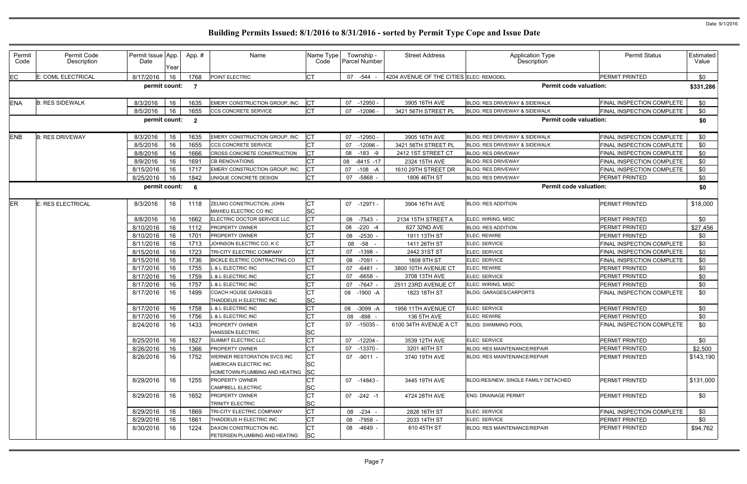# Building Permits Issued: 8/1/2016 to 8/31/2016 - sorted by Permit Type Cope and Issue Date

Date: 9/1/2016

| Permit Code | Permit Code Description | Permit Issue Date | App. Year | App. # | Name | Name Type Code | Township - Parcel Number | Street Address | Application Type Description | Permit Status | Estimated Value |
|---|---|---|---|---|---|---|---|---|---|---|---|
| EC | E: COML ELECTRICAL | 8/17/2016 | 16 | 1768 | POINT ELECTRIC | CT | 07 -544 - | 4204 AVENUE OF THE CITIES | ELEC: REMODEL | PERMIT PRINTED | $0 |
| | | permit count: | | 7 | | | | | Permit code valuation: | | $331,286 |
| ENA | B: RES SIDEWALK | 8/3/2016 | 16 | 1635 | EMERY CONSTRUCTION GROUP, INC | CT | 07 -12950 - | 3905 16TH AVE | BLDG: RES DRIVEWAY & SIDEWALK | FINAL INSPECTION COMPLETE | $0 |
| | | 8/5/2016 | 16 | 1655 | CCS CONCRETE SERVICE | CT | 07 -12096 - | 3421 56TH STREET PL | BLDG: RES DRIVEWAY & SIDEWALK | FINAL INSPECTION COMPLETE | $0 |
| | | permit count: | | 2 | | | | | Permit code valuation: | | $0 |
| ENB | B: RES DRIVEWAY | 8/3/2016 | 16 | 1635 | EMERY CONSTRUCTION GROUP, INC | CT | 07 -12950 - | 3905 16TH AVE | BLDG: RES DRIVEWAY & SIDEWALK | FINAL INSPECTION COMPLETE | $0 |
| | | 8/5/2016 | 16 | 1655 | CCS CONCRETE SERVICE | CT | 07 -12096 - | 3421 56TH STREET PL | BLDG: RES DRIVEWAY & SIDEWALK | FINAL INSPECTION COMPLETE | $0 |
| | | 8/8/2016 | 16 | 1666 | CROSS CONCRETE CONSTRUCTION | CT | 08 -183 -9 | 2412 1ST STREET CT | BLDG: RES DRIVEWAY | FINAL INSPECTION COMPLETE | $0 |
| | | 8/9/2016 | 16 | 1691 | CB RENOVATIONS | CT | 08 -8415 -17 | 2324 15TH AVE | BLDG: RES DRIVEWAY | FINAL INSPECTION COMPLETE | $0 |
| | | 8/15/2016 | 16 | 1717 | EMERY CONSTRUCTION GROUP, INC | CT | 07 -108 -A | 1610 29TH STREET DR | BLDG: RES DRIVEWAY | FINAL INSPECTION COMPLETE | $0 |
| | | 8/25/2016 | 16 | 1842 | UNIQUE CONCRETE DESIGN | CT | 07 -5868 - | 1806 46TH ST | BLDG: RES DRIVEWAY | PERMIT PRINTED | $0 |
| | | permit count: | | 6 | | | | | Permit code valuation: | | $0 |
| ER | E: RES ELECTRICAL | 8/3/2016 | 16 | 1118 | ZELNIO CONSTRUCTION, JOHN<br>MAHIEU ELECTRIC CO INC | CT<br>SC | 07 -12971 - | 3904 16TH AVE | BLDG: RES ADDITION | PERMIT PRINTED | $18,000 |
| | | 8/8/2016 | 16 | 1662 | ELECTRIC DOCTOR SERVICE LLC | CT | 08 -7543 - | 2134 15TH STREET A | ELEC: WIRING, MISC | PERMIT PRINTED | $0 |
| | | 8/10/2016 | 16 | 1112 | PROPERTY OWNER | CT | 08 -220 -4 | 627 32ND AVE | BLDG: RES ADDITION | PERMIT PRINTED | $27,456 |
| | | 8/10/2016 | 16 | 1701 | PROPERTY OWNER | CT | 08 -2530 - | 1911 13TH ST | ELEC: REWIRE | PERMIT PRINTED | $0 |
| | | 8/11/2016 | 16 | 1713 | JOHNSON ELECTRIC CO, K C | CT | 08 -58 - | 1411 26TH ST | ELEC: SERVICE | FINAL INSPECTION COMPLETE | $0 |
| | | 8/15/2016 | 16 | 1723 | TRI-CITY ELECTRIC COMPANY | CT | 07 -1398 - | 2442 31ST ST | ELEC: SERVICE | FINAL INSPECTION COMPLETE | $0 |
| | | 8/15/2016 | 16 | 1736 | BICKLE ELETRIC CONTRACTING CO | CT | 08 -7091 - | 1808 9TH ST | ELEC: SERVICE | FINAL INSPECTION COMPLETE | $0 |
| | | 8/17/2016 | 16 | 1755 | L & L ELECTRIC INC | CT | 07 -6481 - | 3800 10TH AVENUE CT | ELEC: REWIRE | PERMIT PRINTED | $0 |
| | | 8/17/2016 | 16 | 1759 | L & L ELECTRIC INC | CT | 07 -6658 - | 3708 13TH AVE | ELEC: SERVICE | PERMIT PRINTED | $0 |
| | | 8/17/2016 | 16 | 1757 | L & L ELECTRIC INC | CT | 07 -7647 - | 2511 23RD AVENUE CT | ELEC: WIRING, MISC | PERMIT PRINTED | $0 |
| | | 8/17/2016 | 16 | 1499 | COACH HOUSE GARAGES<br>THADDEUS H ELECTRIC INC | CT<br>SC | 08 -1900 -A | 1823 18TH ST | BLDG: GARAGES/CARPORTS | FINAL INSPECTION COMPLETE | $0 |
| | | 8/17/2016 | 16 | 1758 | L & L ELECTRIC INC | CT | 08 -3099 -A | 1956 11TH AVENUE CT | ELEC: SERVICE | PERMIT PRINTED | $0 |
| | | 8/17/2016 | 16 | 1756 | L & L ELECTRIC INC | CT | 08 -898 - | 136 5TH AVE | ELEC: REWIRE | PERMIT PRINTED | $0 |
| | | 8/24/2016 | 16 | 1433 | PROPERTY OWNER<br>HANSSEN ELECTRIC | CT<br>SC | 07 -15035 - | 6100 34TH AVENUE A CT | BLDG: SWIMMING POOL | FINAL INSPECTION COMPLETE | $0 |
| | | 8/25/2016 | 16 | 1827 | SUMMIT ELECTRIC LLC | CT | 07 -12204 - | 3539 12TH AVE | ELEC: SERVICE | PERMIT PRINTED | $0 |
| | | 8/26/2016 | 16 | 1366 | PROPERTY OWNER | CT | 07 -13370 - | 3201 40TH ST | BLDG: RES MAINTENANCE/REPAIR | PERMIT PRINTED | $2,500 |
| | | 8/26/2016 | 16 | 1752 | WERNER RESTORATION SVCS INC<br>AMERICAN ELECTRIC INC<br>HOMETOWN PLUMBING AND HEATING | CT<br>SC<br>SC | 07 -9011 - | 3740 19TH AVE | BLDG: RES MAINTENANCE/REPAIR | PERMIT PRINTED | $143,190 |
| | | 8/29/2016 | 16 | 1255 | PROPERTY OWNER<br>CAMPBELL ELECTRIC | CT<br>SC | 07 -14843 - | 3445 19TH AVE | BLDG:RES/NEW, SINGLE FAMILY DETACHED | PERMIT PRINTED | $131,000 |
| | | 8/29/2016 | 16 | 1652 | PROPERTY OWNER<br>TRINITY ELECTRIC | CT<br>SC | 07 -242 -1 | 4724 28TH AVE | ENG: DRAINAGE PERMIT | PERMIT PRINTED | $0 |
| | | 8/29/2016 | 16 | 1869 | TRI-CITY ELECTRIC COMPANY | CT | 08 -234 - | 2828 16TH ST | ELEC: SERVICE | FINAL INSPECTION COMPLETE | $0 |
| | | 8/29/2016 | 16 | 1861 | THADDEUS H ELECTRIC INC | CT | 08 -7958 - | 2033 14TH ST | ELEC: SERVICE | PERMIT PRINTED | $0 |
| | | 8/30/2016 | 16 | 1224 | DAXON CONSTRUCTION INC.<br>PETERSEN PLUMBING AND HEATING | CT<br>SC | 08 -4649 - | 610 45TH ST | BLDG: RES MAINTENANCE/REPAIR | PERMIT PRINTED | $94,762 |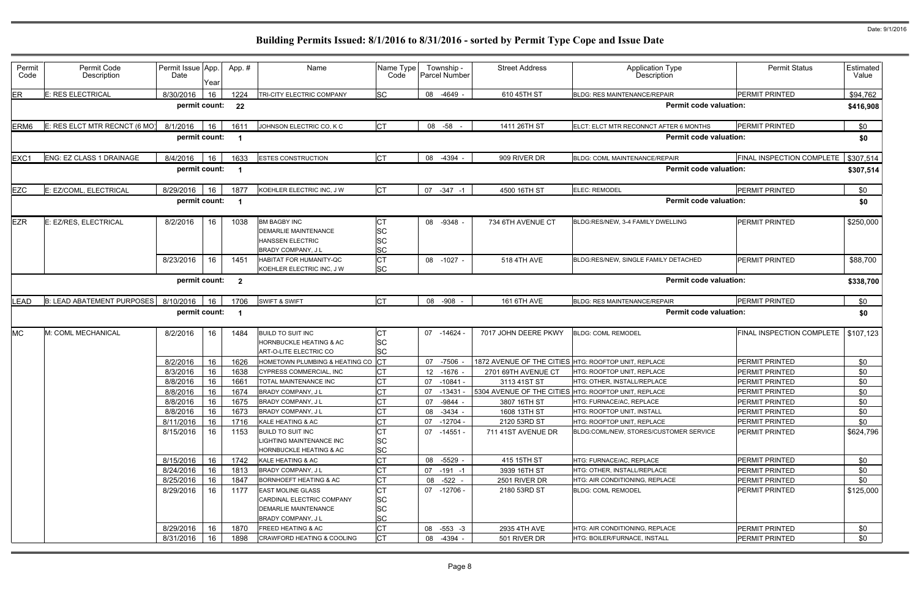# Building Permits Issued: 8/1/2016 to 8/31/2016 - sorted by Permit Type Cope and Issue Date

Date: 9/1/2016

| Permit Code | Permit Code Description | Permit Issue Date | App. Year | App. # | Name | Name Type Code | Township - Parcel Number | Street Address | Application Type Description | Permit Status | Estimated Value |
|---|---|---|---|---|---|---|---|---|---|---|---|
| ER | E: RES ELECTRICAL | 8/30/2016 | 16 | 1224 | TRI-CITY ELECTRIC COMPANY | SC | 08 -4649 - | 610 45TH ST | BLDG: RES MAINTENANCE/REPAIR | PERMIT PRINTED | $94,762 |
| | | permit count: | | 22 | | | | | Permit code valuation: | | $416,908 |
| ERM6 | E: RES ELCT MTR RECNCT (6 MO) | 8/1/2016 | 16 | 1611 | JOHNSON ELECTRIC CO, K C | CT | 08 -58 - | 1411 26TH ST | ELCT: ELCT MTR RECONNCT AFTER 6 MONTHS | PERMIT PRINTED | $0 |
| | | permit count: | | 1 | | | | | Permit code valuation: | | $0 |
| EXC1 | ENG: EZ CLASS 1 DRAINAGE | 8/4/2016 | 16 | 1633 | ESTES CONSTRUCTION | CT | 08 -4394 - | 909 RIVER DR | BLDG: COML MAINTENANCE/REPAIR | FINAL INSPECTION COMPLETE | $307,514 |
| | | permit count: | | 1 | | | | | Permit code valuation: | | $307,514 |
| EZC | E: EZ/COML, ELECTRICAL | 8/29/2016 | 16 | 1877 | KOEHLER ELECTRIC INC, J W | CT | 07 -347 -1 | 4500 16TH ST | ELEC: REMODEL | PERMIT PRINTED | $0 |
| | | permit count: | | 1 | | | | | Permit code valuation: | | $0 |
| EZR | E: EZ/RES, ELECTRICAL | 8/2/2016 | 16 | 1038 | BM BAGBY INC<br>DEMARLIE MAINTENANCE<br>HANSSEN ELECTRIC<br>BRADY COMPANY, J L | CT<br>SC<br>SC<br>SC | 08 -9348 - | 734 6TH AVENUE CT | BLDG:RES/NEW, 3-4 FAMILY DWELLING | PERMIT PRINTED | $250,000 |
| | | 8/23/2016 | 16 | 1451 | HABITAT FOR HUMANITY-QC<br>KOEHLER ELECTRIC INC, J W | CT<br>SC | 08 -1027 - | 518 4TH AVE | BLDG:RES/NEW, SINGLE FAMILY DETACHED | PERMIT PRINTED | $88,700 |
| | | permit count: | | 2 | | | | | Permit code valuation: | | $338,700 |
| LEAD | B: LEAD ABATEMENT PURPOSES | 8/10/2016 | 16 | 1706 | SWIFT & SWIFT | CT | 08 -908 - | 161 6TH AVE | BLDG: RES MAINTENANCE/REPAIR | PERMIT PRINTED | $0 |
| | | permit count: | | 1 | | | | | Permit code valuation: | | $0 |
| MC | M: COML MECHANICAL | 8/2/2016 | 16 | 1484 | BUILD TO SUIT INC<br>HORNBUCKLE HEATING & AC<br>ART-O-LITE ELECTRIC CO | CT<br>SC<br>SC | 07 -14624 - | 7017 JOHN DEERE PKWY | BLDG: COML REMODEL | FINAL INSPECTION COMPLETE | $107,123 |
| | | 8/2/2016 | 16 | 1626 | HOMETOWN PLUMBING & HEATING CO | CT | 07 -7506 - | 1872 AVENUE OF THE CITIES | HTG: ROOFTOP UNIT, REPLACE | PERMIT PRINTED | $0 |
| | | 8/3/2016 | 16 | 1638 | CYPRESS COMMERCIAL, INC | CT | 12 -1676 - | 2701 69TH AVENUE CT | HTG: ROOFTOP UNIT, REPLACE | PERMIT PRINTED | $0 |
| | | 8/8/2016 | 16 | 1661 | TOTAL MAINTENANCE INC | CT | 07 -10841 - | 3113 41ST ST | HTG: OTHER, INSTALL/REPLACE | PERMIT PRINTED | $0 |
| | | 8/8/2016 | 16 | 1674 | BRADY COMPANY, J L | CT | 07 -13431 - | 5304 AVENUE OF THE CITIES | HTG: ROOFTOP UNIT, REPLACE | PERMIT PRINTED | $0 |
| | | 8/8/2016 | 16 | 1675 | BRADY COMPANY, J L | CT | 07 -9844 - | 3807 16TH ST | HTG: FURNACE/AC, REPLACE | PERMIT PRINTED | $0 |
| | | 8/8/2016 | 16 | 1673 | BRADY COMPANY, J L | CT | 08 -3434 - | 1608 13TH ST | HTG: ROOFTOP UNIT, INSTALL | PERMIT PRINTED | $0 |
| | | 8/11/2016 | 16 | 1716 | KALE HEATING & AC | CT | 07 -12704 - | 2120 53RD ST | HTG: ROOFTOP UNIT, REPLACE | PERMIT PRINTED | $0 |
| | | 8/15/2016 | 16 | 1153 | BUILD TO SUIT INC<br>LIGHTING MAINTENANCE INC<br>HORNBUCKLE HEATING & AC | CT<br>SC<br>SC | 07 -14551 - | 711 41ST AVENUE DR | BLDG:COML/NEW, STORES/CUSTOMER SERVICE | PERMIT PRINTED | $624,796 |
| | | 8/15/2016 | 16 | 1742 | KALE HEATING & AC | CT | 08 -5529 - | 415 15TH ST | HTG: FURNACE/AC, REPLACE | PERMIT PRINTED | $0 |
| | | 8/24/2016 | 16 | 1813 | BRADY COMPANY, J L | CT | 07 -191 -1 | 3939 16TH ST | HTG: OTHER, INSTALL/REPLACE | PERMIT PRINTED | $0 |
| | | 8/25/2016 | 16 | 1847 | BORNHOEFT HEATING & AC | CT | 08 -522 - | 2501 RIVER DR | HTG: AIR CONDITIONING, REPLACE | PERMIT PRINTED | $0 |
| | | 8/29/2016 | 16 | 1177 | EAST MOLINE GLASS<br>CARDINAL ELECTRIC COMPANY<br>DEMARLIE MAINTENANCE<br>BRADY COMPANY, J L | CT<br>SC<br>SC<br>SC | 07 -12706 - | 2180 53RD ST | BLDG: COML REMODEL | PERMIT PRINTED | $125,000 |
| | | 8/29/2016 | 16 | 1870 | FREED HEATING & AC | CT | 08 -553 -3 | 2935 4TH AVE | HTG: AIR CONDITIONING, REPLACE | PERMIT PRINTED | $0 |
| | | 8/31/2016 | 16 | 1898 | CRAWFORD HEATING & COOLING | CT | 08 -4394 - | 501 RIVER DR | HTG: BOILER/FURNACE, INSTALL | PERMIT PRINTED | $0 |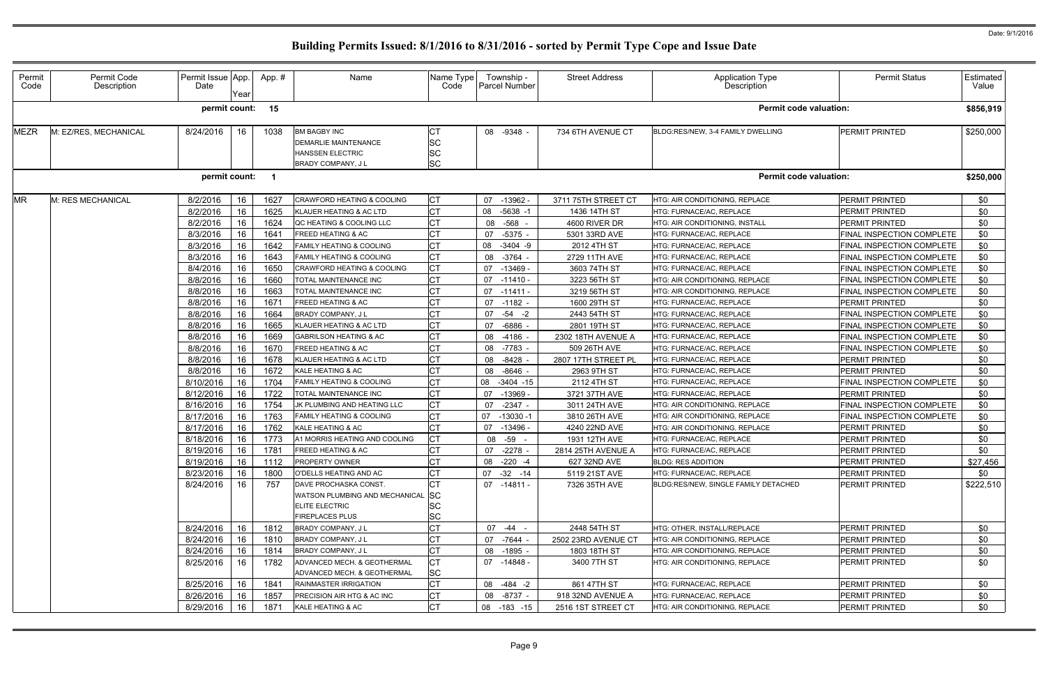# Building Permits Issued: 8/1/2016 to 8/31/2016 - sorted by Permit Type Cope and Issue Date

| Permit Code | Permit Code Description | Permit Issue Date | App. Year | App. # | Name | Name Type Code | Township - Parcel Number | Street Address | Application Type Description | Permit Status | Estimated Value |
|---|---|---|---|---|---|---|---|---|---|---|---|
| | | permit count: | | 15 | | | | | Permit code valuation: | | $856,919 |
| MEZR | M: EZ/RES, MECHANICAL | 8/24/2016 | 16 | 1038 | BM BAGBY INC<br>DEMARLIE MAINTENANCE<br>HANSSEN ELECTRIC<br>BRADY COMPANY, J L | CT<br>SC<br>SC<br>SC | 08 -9348 - | 734 6TH AVENUE CT | BLDG:RES/NEW, 3-4 FAMILY DWELLING | PERMIT PRINTED | $250,000 |
| | | permit count: | | 1 | | | | | Permit code valuation: | | $250,000 |
| MR | M: RES MECHANICAL | 8/2/2016 | 16 | 1627 | CRAWFORD HEATING & COOLING | CT | 07 -13962 - | 3711 75TH STREET CT | HTG: AIR CONDITIONING, REPLACE | PERMIT PRINTED | $0 |
| | | 8/2/2016 | 16 | 1625 | KLAUER HEATING & AC LTD | CT | 08 -5638 -1 | 1436 14TH ST | HTG: FURNACE/AC, REPLACE | PERMIT PRINTED | $0 |
| | | 8/2/2016 | 16 | 1624 | QC HEATING & COOLING LLC | CT | 08 -568 - | 4600 RIVER DR | HTG: AIR CONDITIONING, INSTALL | PERMIT PRINTED | $0 |
| | | 8/3/2016 | 16 | 1641 | FREED HEATING & AC | CT | 07 -5375 - | 5301 33RD AVE | HTG: FURNACE/AC, REPLACE | FINAL INSPECTION COMPLETE | $0 |
| | | 8/3/2016 | 16 | 1642 | FAMILY HEATING & COOLING | CT | 08 -3404 -9 | 2012 4TH ST | HTG: FURNACE/AC, REPLACE | FINAL INSPECTION COMPLETE | $0 |
| | | 8/3/2016 | 16 | 1643 | FAMILY HEATING & COOLING | CT | 08 -3764 - | 2729 11TH AVE | HTG: FURNACE/AC, REPLACE | FINAL INSPECTION COMPLETE | $0 |
| | | 8/4/2016 | 16 | 1650 | CRAWFORD HEATING & COOLING | CT | 07 -13469 - | 3603 74TH ST | HTG: FURNACE/AC, REPLACE | FINAL INSPECTION COMPLETE | $0 |
| | | 8/8/2016 | 16 | 1660 | TOTAL MAINTENANCE INC | CT | 07 -11410 - | 3223 56TH ST | HTG: AIR CONDITIONING, REPLACE | FINAL INSPECTION COMPLETE | $0 |
| | | 8/8/2016 | 16 | 1663 | TOTAL MAINTENANCE INC | CT | 07 -11411 - | 3219 56TH ST | HTG: AIR CONDITIONING, REPLACE | FINAL INSPECTION COMPLETE | $0 |
| | | 8/8/2016 | 16 | 1671 | FREED HEATING & AC | CT | 07 -1182 - | 1600 29TH ST | HTG: FURNACE/AC, REPLACE | PERMIT PRINTED | $0 |
| | | 8/8/2016 | 16 | 1664 | BRADY COMPANY, J L | CT | 07 -54 -2 | 2443 54TH ST | HTG: FURNACE/AC, REPLACE | FINAL INSPECTION COMPLETE | $0 |
| | | 8/8/2016 | 16 | 1665 | KLAUER HEATING & AC LTD | CT | 07 -6886 - | 2801 19TH ST | HTG: FURNACE/AC, REPLACE | FINAL INSPECTION COMPLETE | $0 |
| | | 8/8/2016 | 16 | 1669 | GABRILSON HEATING & AC | CT | 08 -4186 - | 2302 18TH AVENUE A | HTG: FURNACE/AC, REPLACE | FINAL INSPECTION COMPLETE | $0 |
| | | 8/8/2016 | 16 | 1670 | FREED HEATING & AC | CT | 08 -7783 - | 509 26TH AVE | HTG: FURNACE/AC, REPLACE | FINAL INSPECTION COMPLETE | $0 |
| | | 8/8/2016 | 16 | 1678 | KLAUER HEATING & AC LTD | CT | 08 -8428 - | 2807 17TH STREET PL | HTG: FURNACE/AC, REPLACE | PERMIT PRINTED | $0 |
| | | 8/8/2016 | 16 | 1672 | KALE HEATING & AC | CT | 08 -8646 - | 2963 9TH ST | HTG: FURNACE/AC, REPLACE | PERMIT PRINTED | $0 |
| | | 8/10/2016 | 16 | 1704 | FAMILY HEATING & COOLING | CT | 08 -3404 -15 | 2112 4TH ST | HTG: FURNACE/AC, REPLACE | FINAL INSPECTION COMPLETE | $0 |
| | | 8/12/2016 | 16 | 1722 | TOTAL MAINTENANCE INC | CT | 07 -13969 - | 3721 37TH AVE | HTG: FURNACE/AC, REPLACE | PERMIT PRINTED | $0 |
| | | 8/16/2016 | 16 | 1754 | JK PLUMBING AND HEATING LLC | CT | 07 -2347 - | 3011 24TH AVE | HTG: AIR CONDITIONING, REPLACE | FINAL INSPECTION COMPLETE | $0 |
| | | 8/17/2016 | 16 | 1763 | FAMILY HEATING & COOLING | CT | 07 -13030 -1 | 3810 26TH AVE | HTG: AIR CONDITIONING, REPLACE | FINAL INSPECTION COMPLETE | $0 |
| | | 8/17/2016 | 16 | 1762 | KALE HEATING & AC | CT | 07 -13496 - | 4240 22ND AVE | HTG: AIR CONDITIONING, REPLACE | PERMIT PRINTED | $0 |
| | | 8/18/2016 | 16 | 1773 | A1 MORRIS HEATING AND COOLING | CT | 08 -59 - | 1931 12TH AVE | HTG: FURNACE/AC, REPLACE | PERMIT PRINTED | $0 |
| | | 8/19/2016 | 16 | 1781 | FREED HEATING & AC | CT | 07 -2278 - | 2814 25TH AVENUE A | HTG: FURNACE/AC, REPLACE | PERMIT PRINTED | $0 |
| | | 8/19/2016 | 16 | 1112 | PROPERTY OWNER | CT | 08 -220 -4 | 627 32ND AVE | BLDG: RES ADDITION | PERMIT PRINTED | $27,456 |
| | | 8/23/2016 | 16 | 1800 | O'DELLS HEATING AND AC | CT | 07 -32 -14 | 5119 21ST AVE | HTG: FURNACE/AC, REPLACE | PERMIT PRINTED | $0 |
| | | 8/24/2016 | 16 | 757 | DAVE PROCHASKA CONST.<br>WATSON PLUMBING AND MECHANICAL<br>ELITE ELECTRIC<br>FIREPLACES PLUS | CT<br>SC<br>SC<br>SC | 07 -14811 - | 7326 35TH AVE | BLDG:RES/NEW, SINGLE FAMILY DETACHED | PERMIT PRINTED | $222,510 |
| | | 8/24/2016 | 16 | 1812 | BRADY COMPANY, J L | CT | 07 -44 - | 2448 54TH ST | HTG: OTHER, INSTALL/REPLACE | PERMIT PRINTED | $0 |
| | | 8/24/2016 | 16 | 1810 | BRADY COMPANY, J L | CT | 07 -7644 - | 2502 23RD AVENUE CT | HTG: AIR CONDITIONING, REPLACE | PERMIT PRINTED | $0 |
| | | 8/24/2016 | 16 | 1814 | BRADY COMPANY, J L | CT | 08 -1895 - | 1803 18TH ST | HTG: AIR CONDITIONING, REPLACE | PERMIT PRINTED | $0 |
| | | 8/25/2016 | 16 | 1782 | ADVANCED MECH. & GEOTHERMAL<br>ADVANCED MECH. & GEOTHERMAL | CT<br>SC | 07 -14848 - | 3400 7TH ST | HTG: AIR CONDITIONING, REPLACE | PERMIT PRINTED | $0 |
| | | 8/25/2016 | 16 | 1841 | RAINMASTER IRRIGATION | CT | 08 -484 -2 | 861 47TH ST | HTG: FURNACE/AC, REPLACE | PERMIT PRINTED | $0 |
| | | 8/26/2016 | 16 | 1857 | PRECISION AIR HTG & AC INC | CT | 08 -8737 - | 918 32ND AVENUE A | HTG: FURNACE/AC, REPLACE | PERMIT PRINTED | $0 |
| | | 8/29/2016 | 16 | 1871 | KALE HEATING & AC | CT | 08 -183 -15 | 2516 1ST STREET CT | HTG: AIR CONDITIONING, REPLACE | PERMIT PRINTED | $0 |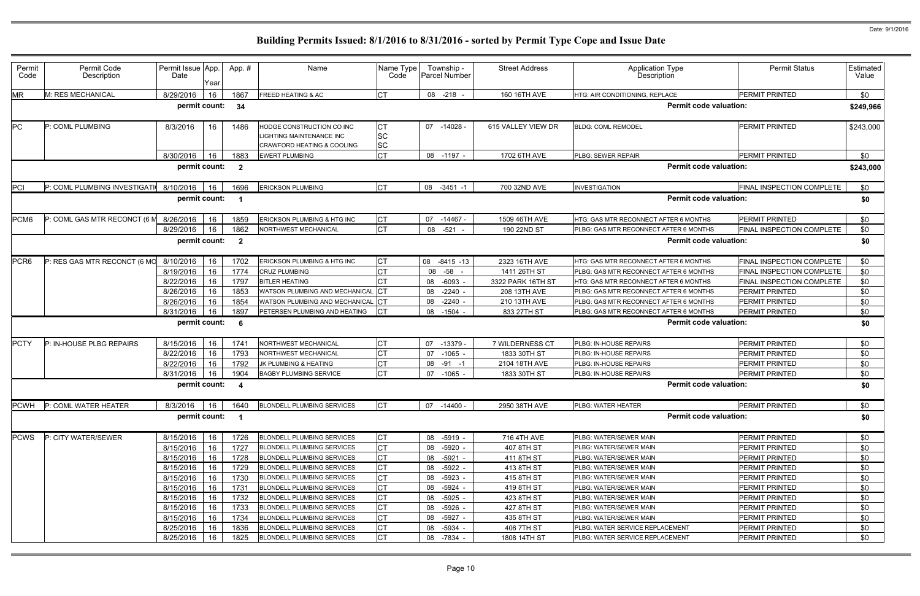# Building Permits Issued: 8/1/2016 to 8/31/2016 - sorted by Permit Type Cope and Issue Date

| Permit Code | Permit Code Description | Permit Issue Date | App. Year | App. # | Name | Name Type Code | Township - Parcel Number | Street Address | Application Type Description | Permit Status | Estimated Value |
|---|---|---|---|---|---|---|---|---|---|---|---|
| MR | M: RES MECHANICAL | 8/29/2016 | 16 | 1867 | FREED HEATING & AC | CT | 08 -218 - | 160 16TH AVE | HTG: AIR CONDITIONING, REPLACE | PERMIT PRINTED | $0 |
| | | permit count: | | 34 | | | | | Permit code valuation: | | $249,966 |
| PC | P: COML PLUMBING | 8/3/2016 | 16 | 1486 | HODGE CONSTRUCTION CO INC<br>LIGHTING MAINTENANCE INC<br>CRAWFORD HEATING & COOLING | CT<br>SC<br>SC | 07 -14028 - | 615 VALLEY VIEW DR | BLDG: COML REMODEL | PERMIT PRINTED | $243,000 |
| | | 8/30/2016 | 16 | 1883 | EWERT PLUMBING | CT | 08 -1197 - | 1702 6TH AVE | PLBG: SEWER REPAIR | PERMIT PRINTED | $0 |
| | | permit count: | | 2 | | | | | Permit code valuation: | | $243,000 |
| PCI | P: COML PLUMBING INVESTIGATI | 8/10/2016 | 16 | 1696 | ERICKSON PLUMBING | CT | 08 -3451 -1 | 700 32ND AVE | INVESTIGATION | FINAL INSPECTION COMPLETE | $0 |
| | | permit count: | | 1 | | | | | Permit code valuation: | | $0 |
| PCM6 | P: COML GAS MTR RECONCT (6 M | 8/26/2016 | 16 | 1859 | ERICKSON PLUMBING & HTG INC | CT | 07 -14467 - | 1509 46TH AVE | HTG: GAS MTR RECONNECT AFTER 6 MONTHS | PERMIT PRINTED | $0 |
| | | 8/29/2016 | 16 | 1862 | NORTHWEST MECHANICAL | CT | 08 -521 - | 190 22ND ST | PLBG: GAS MTR RECONNECT AFTER 6 MONTHS | FINAL INSPECTION COMPLETE | $0 |
| | | permit count: | | 2 | | | | | Permit code valuation: | | $0 |
| PCR6 | P: RES GAS MTR RECONCT (6 MO | 8/10/2016 | 16 | 1702 | ERICKSON PLUMBING & HTG INC | CT | 08 -8415 -13 | 2323 16TH AVE | HTG: GAS MTR RECONNECT AFTER 6 MONTHS | FINAL INSPECTION COMPLETE | $0 |
| | | 8/19/2016 | 16 | 1774 | CRUZ PLUMBING | CT | 08 -58 - | 1411 26TH ST | PLBG: GAS MTR RECONNECT AFTER 6 MONTHS | FINAL INSPECTION COMPLETE | $0 |
| | | 8/22/2016 | 16 | 1797 | BITLER HEATING | CT | 08 -6093 - | 3322 PARK 16TH ST | HTG: GAS MTR RECONNECT AFTER 6 MONTHS | FINAL INSPECTION COMPLETE | $0 |
| | | 8/26/2016 | 16 | 1853 | WATSON PLUMBING AND MECHANICAL | CT | 08 -2240 - | 208 13TH AVE | PLBG: GAS MTR RECONNECT AFTER 6 MONTHS | PERMIT PRINTED | $0 |
| | | 8/26/2016 | 16 | 1854 | WATSON PLUMBING AND MECHANICAL | CT | 08 -2240 - | 210 13TH AVE | PLBG: GAS MTR RECONNECT AFTER 6 MONTHS | PERMIT PRINTED | $0 |
| | | 8/31/2016 | 16 | 1897 | PETERSEN PLUMBING AND HEATING | CT | 08 -1504 - | 833 27TH ST | PLBG: GAS MTR RECONNECT AFTER 6 MONTHS | PERMIT PRINTED | $0 |
| | | permit count: | | 6 | | | | | Permit code valuation: | | $0 |
| PCTY | P: IN-HOUSE PLBG REPAIRS | 8/15/2016 | 16 | 1741 | NORTHWEST MECHANICAL | CT | 07 -13379 - | 7 WILDERNESS CT | PLBG: IN-HOUSE REPAIRS | PERMIT PRINTED | $0 |
| | | 8/22/2016 | 16 | 1793 | NORTHWEST MECHANICAL | CT | 07 -1065 - | 1833 30TH ST | PLBG: IN-HOUSE REPAIRS | PERMIT PRINTED | $0 |
| | | 8/22/2016 | 16 | 1792 | JK PLUMBING & HEATING | CT | 08 -91 -1 | 2104 18TH AVE | PLBG: IN-HOUSE REPAIRS | PERMIT PRINTED | $0 |
| | | 8/31/2016 | 16 | 1904 | BAGBY PLUMBING SERVICE | CT | 07 -1065 - | 1833 30TH ST | PLBG: IN-HOUSE REPAIRS | PERMIT PRINTED | $0 |
| | | permit count: | | 4 | | | | | Permit code valuation: | | $0 |
| PCWH | P: COML WATER HEATER | 8/3/2016 | 16 | 1640 | BLONDELL PLUMBING SERVICES | CT | 07 -14400 - | 2950 38TH AVE | PLBG: WATER HEATER | PERMIT PRINTED | $0 |
| | | permit count: | | 1 | | | | | Permit code valuation: | | $0 |
| PCWS | P: CITY WATER/SEWER | 8/15/2016 | 16 | 1726 | BLONDELL PLUMBING SERVICES | CT | 08 -5919 - | 716 4TH AVE | PLBG: WATER/SEWER MAIN | PERMIT PRINTED | $0 |
| | | 8/15/2016 | 16 | 1727 | BLONDELL PLUMBING SERVICES | CT | 08 -5920 - | 407 8TH ST | PLBG: WATER/SEWER MAIN | PERMIT PRINTED | $0 |
| | | 8/15/2016 | 16 | 1728 | BLONDELL PLUMBING SERVICES | CT | 08 -5921 - | 411 8TH ST | PLBG: WATER/SEWER MAIN | PERMIT PRINTED | $0 |
| | | 8/15/2016 | 16 | 1729 | BLONDELL PLUMBING SERVICES | CT | 08 -5922 - | 413 8TH ST | PLBG: WATER/SEWER MAIN | PERMIT PRINTED | $0 |
| | | 8/15/2016 | 16 | 1730 | BLONDELL PLUMBING SERVICES | CT | 08 -5923 - | 415 8TH ST | PLBG: WATER/SEWER MAIN | PERMIT PRINTED | $0 |
| | | 8/15/2016 | 16 | 1731 | BLONDELL PLUMBING SERVICES | CT | 08 -5924 - | 419 8TH ST | PLBG: WATER/SEWER MAIN | PERMIT PRINTED | $0 |
| | | 8/15/2016 | 16 | 1732 | BLONDELL PLUMBING SERVICES | CT | 08 -5925 - | 423 8TH ST | PLBG: WATER/SEWER MAIN | PERMIT PRINTED | $0 |
| | | 8/15/2016 | 16 | 1733 | BLONDELL PLUMBING SERVICES | CT | 08 -5926 - | 427 8TH ST | PLBG: WATER/SEWER MAIN | PERMIT PRINTED | $0 |
| | | 8/15/2016 | 16 | 1734 | BLONDELL PLUMBING SERVICES | CT | 08 -5927 - | 435 8TH ST | PLBG: WATER/SEWER MAIN | PERMIT PRINTED | $0 |
| | | 8/25/2016 | 16 | 1836 | BLONDELL PLUMBING SERVICES | CT | 08 -5934 - | 406 7TH ST | PLBG: WATER SERVICE REPLACEMENT | PERMIT PRINTED | $0 |
| | | 8/25/2016 | 16 | 1825 | BLONDELL PLUMBING SERVICES | CT | 08 -7834 - | 1808 14TH ST | PLBG: WATER SERVICE REPLACEMENT | PERMIT PRINTED | $0 |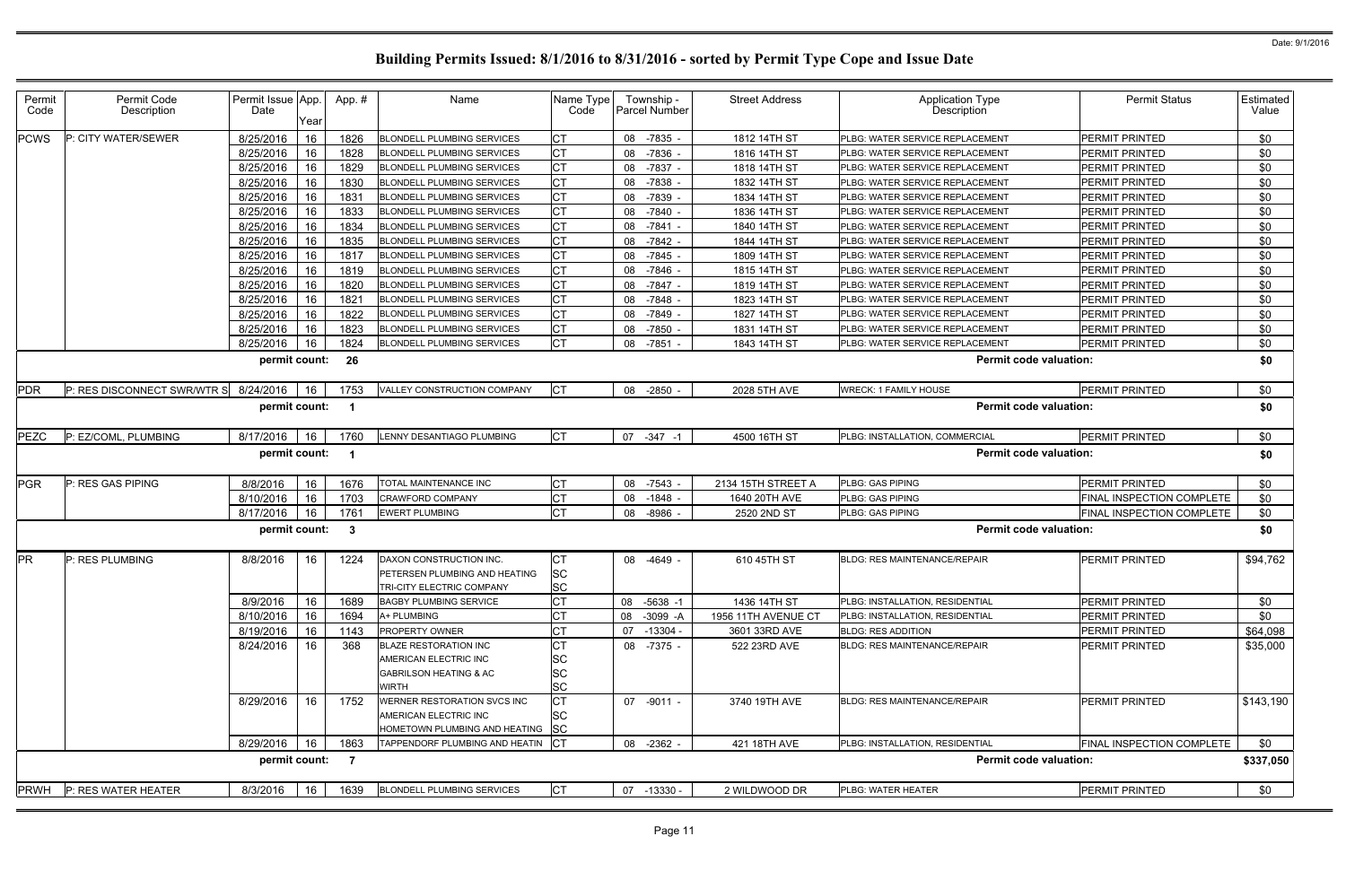# Building Permits Issued: 8/1/2016 to 8/31/2016 - sorted by Permit Type Cope and Issue Date

| Permit Code | Permit Code Description | Permit Issue Date | App. Year | App. # | Name | Name Type Code | Township - Parcel Number | Street Address | Application Type Description | Permit Status | Estimated Value |
|---|---|---|---|---|---|---|---|---|---|---|---|
| PCWS | P: CITY WATER/SEWER | 8/25/2016 | 16 | 1826 | BLONDELL PLUMBING SERVICES | CT | 08 -7835 - | 1812 14TH ST | PLBG: WATER SERVICE REPLACEMENT | PERMIT PRINTED | $0 |
| | | 8/25/2016 | 16 | 1828 | BLONDELL PLUMBING SERVICES | CT | 08 -7836 - | 1816 14TH ST | PLBG: WATER SERVICE REPLACEMENT | PERMIT PRINTED | $0 |
| | | 8/25/2016 | 16 | 1829 | BLONDELL PLUMBING SERVICES | CT | 08 -7837 - | 1818 14TH ST | PLBG: WATER SERVICE REPLACEMENT | PERMIT PRINTED | $0 |
| | | 8/25/2016 | 16 | 1830 | BLONDELL PLUMBING SERVICES | CT | 08 -7838 - | 1832 14TH ST | PLBG: WATER SERVICE REPLACEMENT | PERMIT PRINTED | $0 |
| | | 8/25/2016 | 16 | 1831 | BLONDELL PLUMBING SERVICES | CT | 08 -7839 - | 1834 14TH ST | PLBG: WATER SERVICE REPLACEMENT | PERMIT PRINTED | $0 |
| | | 8/25/2016 | 16 | 1833 | BLONDELL PLUMBING SERVICES | CT | 08 -7840 - | 1836 14TH ST | PLBG: WATER SERVICE REPLACEMENT | PERMIT PRINTED | $0 |
| | | 8/25/2016 | 16 | 1834 | BLONDELL PLUMBING SERVICES | CT | 08 -7841 - | 1840 14TH ST | PLBG: WATER SERVICE REPLACEMENT | PERMIT PRINTED | $0 |
| | | 8/25/2016 | 16 | 1835 | BLONDELL PLUMBING SERVICES | CT | 08 -7842 - | 1844 14TH ST | PLBG: WATER SERVICE REPLACEMENT | PERMIT PRINTED | $0 |
| | | 8/25/2016 | 16 | 1817 | BLONDELL PLUMBING SERVICES | CT | 08 -7845 - | 1809 14TH ST | PLBG: WATER SERVICE REPLACEMENT | PERMIT PRINTED | $0 |
| | | 8/25/2016 | 16 | 1819 | BLONDELL PLUMBING SERVICES | CT | 08 -7846 - | 1815 14TH ST | PLBG: WATER SERVICE REPLACEMENT | PERMIT PRINTED | $0 |
| | | 8/25/2016 | 16 | 1820 | BLONDELL PLUMBING SERVICES | CT | 08 -7847 - | 1819 14TH ST | PLBG: WATER SERVICE REPLACEMENT | PERMIT PRINTED | $0 |
| | | 8/25/2016 | 16 | 1821 | BLONDELL PLUMBING SERVICES | CT | 08 -7848 - | 1823 14TH ST | PLBG: WATER SERVICE REPLACEMENT | PERMIT PRINTED | $0 |
| | | 8/25/2016 | 16 | 1822 | BLONDELL PLUMBING SERVICES | CT | 08 -7849 - | 1827 14TH ST | PLBG: WATER SERVICE REPLACEMENT | PERMIT PRINTED | $0 |
| | | 8/25/2016 | 16 | 1823 | BLONDELL PLUMBING SERVICES | CT | 08 -7850 - | 1831 14TH ST | PLBG: WATER SERVICE REPLACEMENT | PERMIT PRINTED | $0 |
| | | 8/25/2016 | 16 | 1824 | BLONDELL PLUMBING SERVICES | CT | 08 -7851 - | 1843 14TH ST | PLBG: WATER SERVICE REPLACEMENT | PERMIT PRINTED | $0 |
| | | permit count: | | 26 | | | | | Permit code valuation: | | $0 |
| PDR | P: RES DISCONNECT SWR/WTR S | 8/24/2016 | 16 | 1753 | VALLEY CONSTRUCTION COMPANY | CT | 08 -2850 - | 2028 5TH AVE | WRECK: 1 FAMILY HOUSE | PERMIT PRINTED | $0 |
| | | permit count: | | 1 | | | | | Permit code valuation: | | $0 |
| PEZC | P: EZ/COML, PLUMBING | 8/17/2016 | 16 | 1760 | LENNY DESANTIAGO PLUMBING | CT | 07 -347 -1 | 4500 16TH ST | PLBG: INSTALLATION, COMMERCIAL | PERMIT PRINTED | $0 |
| | | permit count: | | 1 | | | | | Permit code valuation: | | $0 |
| PGR | P: RES GAS PIPING | 8/8/2016 | 16 | 1676 | TOTAL MAINTENANCE INC | CT | 08 -7543 - | 2134 15TH STREET A | PLBG: GAS PIPING | PERMIT PRINTED | $0 |
| | | 8/10/2016 | 16 | 1703 | CRAWFORD COMPANY | CT | 08 -1848 - | 1640 20TH AVE | PLBG: GAS PIPING | FINAL INSPECTION COMPLETE | $0 |
| | | 8/17/2016 | 16 | 1761 | EWERT PLUMBING | CT | 08 -8986 - | 2520 2ND ST | PLBG: GAS PIPING | FINAL INSPECTION COMPLETE | $0 |
| | | permit count: | | 3 | | | | | Permit code valuation: | | $0 |
| PR | P: RES PLUMBING | 8/8/2016 | 16 | 1224 | DAXON CONSTRUCTION INC.<br>PETERSEN PLUMBING AND HEATING<br>TRI-CITY ELECTRIC COMPANY | CT<br>SC<br>SC | 08 -4649 - | 610 45TH ST | BLDG: RES MAINTENANCE/REPAIR | PERMIT PRINTED | $94,762 |
| | | 8/9/2016 | 16 | 1689 | BAGBY PLUMBING SERVICE | CT | 08 -5638 -1 | 1436 14TH ST | PLBG: INSTALLATION, RESIDENTIAL | PERMIT PRINTED | $0 |
| | | 8/10/2016 | 16 | 1694 | A+ PLUMBING | CT | 08 -3099 -A | 1956 11TH AVENUE CT | PLBG: INSTALLATION, RESIDENTIAL | PERMIT PRINTED | $0 |
| | | 8/19/2016 | 16 | 1143 | PROPERTY OWNER | CT | 07 -13304 - | 3601 33RD AVE | BLDG: RES ADDITION | PERMIT PRINTED | $64,098 |
| | | 8/24/2016 | 16 | 368 | BLAZE RESTORATION INC<br>AMERICAN ELECTRIC INC<br>GABRILSON HEATING & AC<br>WIRTH | CT<br>SC<br>SC<br>SC | 08 -7375 - | 522 23RD AVE | BLDG: RES MAINTENANCE/REPAIR | PERMIT PRINTED | $35,000 |
| | | 8/29/2016 | 16 | 1752 | WERNER RESTORATION SVCS INC<br>AMERICAN ELECTRIC INC<br>HOMETOWN PLUMBING AND HEATING | CT<br>SC<br>SC | 07 -9011 - | 3740 19TH AVE | BLDG: RES MAINTENANCE/REPAIR | PERMIT PRINTED | $143,190 |
| | | 8/29/2016 | 16 | 1863 | TAPPENDORF PLUMBING AND HEATIN | CT | 08 -2362 - | 421 18TH AVE | PLBG: INSTALLATION, RESIDENTIAL | FINAL INSPECTION COMPLETE | $0 |
| | | permit count: | | 7 | | | | | Permit code valuation: | | $337,050 |
| PRWH | P: RES WATER HEATER | 8/3/2016 | 16 | 1639 | BLONDELL PLUMBING SERVICES | CT | 07 -13330 - | 2 WILDWOOD DR | PLBG: WATER HEATER | PERMIT PRINTED | $0 |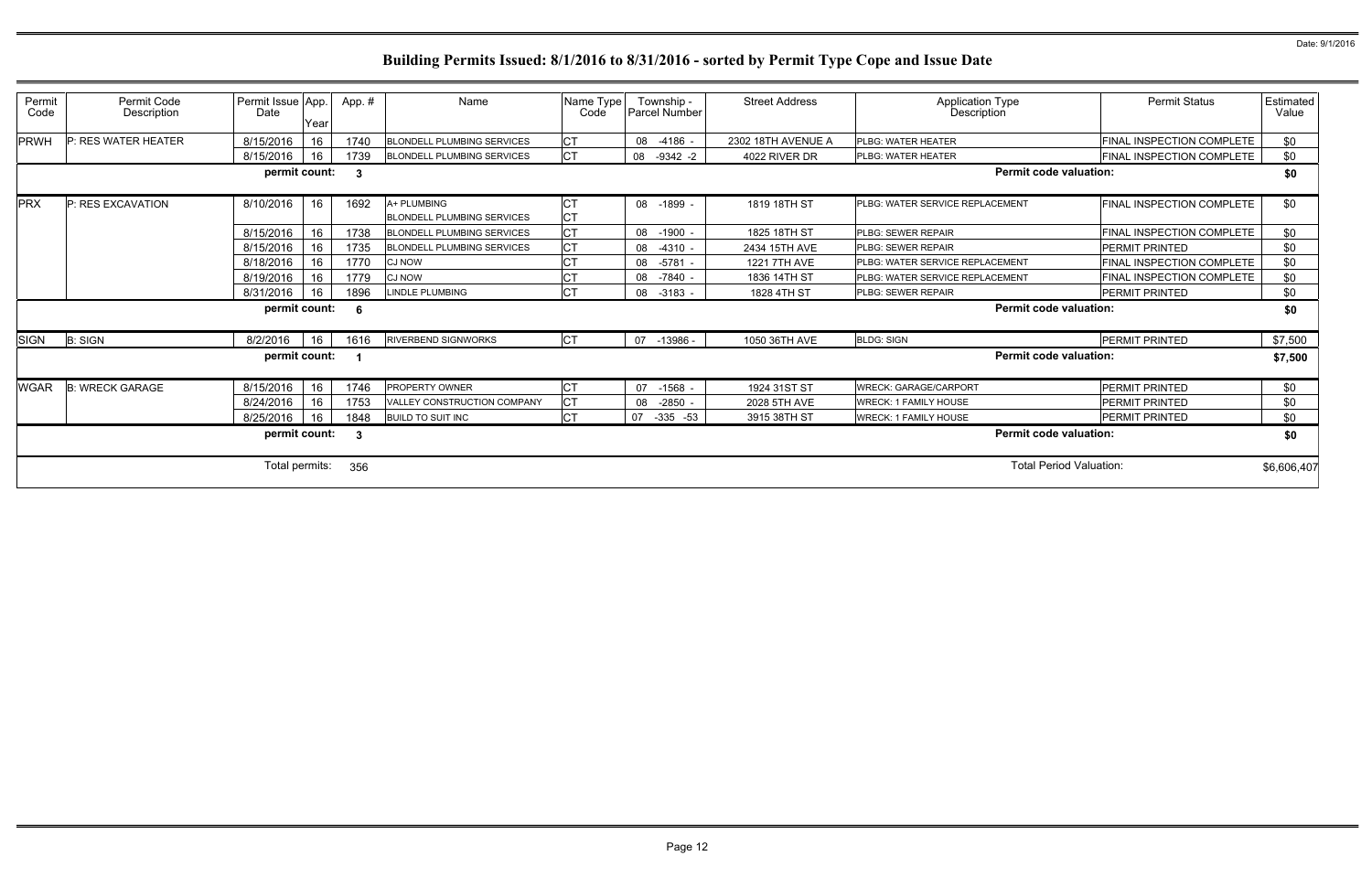# Building Permits Issued: 8/1/2016 to 8/31/2016 - sorted by Permit Type Cope and Issue Date

Date: 9/1/2016

| Permit Code | Permit Code Description | Permit Issue Date | App. Year | App. # | Name | Name Type Code | Township - Parcel Number | Street Address | Application Type Description | Permit Status | Estimated Value |
|---|---|---|---|---|---|---|---|---|---|---|---|
| PRWH | P: RES WATER HEATER | 8/15/2016 | 16 | 1740 | BLONDELL PLUMBING SERVICES | CT | 08 -4186 - | 2302 18TH AVENUE A | PLBG: WATER HEATER | FINAL INSPECTION COMPLETE | $0 |
| | | 8/15/2016 | 16 | 1739 | BLONDELL PLUMBING SERVICES | CT | 08 -9342 -2 | 4022 RIVER DR | PLBG: WATER HEATER | FINAL INSPECTION COMPLETE | $0 |
| | | permit count: | | 3 | | | | | Permit code valuation: | | $0 |
| PRX | P: RES EXCAVATION | 8/10/2016 | 16 | 1692 | A+ PLUMBING<br>BLONDELL PLUMBING SERVICES | CT<br>CT | 08 -1899 - | 1819 18TH ST | PLBG: WATER SERVICE REPLACEMENT | FINAL INSPECTION COMPLETE | $0 |
| | | 8/15/2016 | 16 | 1738 | BLONDELL PLUMBING SERVICES | CT | 08 -1900 - | 1825 18TH ST | PLBG: SEWER REPAIR | FINAL INSPECTION COMPLETE | $0 |
| | | 8/15/2016 | 16 | 1735 | BLONDELL PLUMBING SERVICES | CT | 08 -4310 - | 2434 15TH AVE | PLBG: SEWER REPAIR | PERMIT PRINTED | $0 |
| | | 8/18/2016 | 16 | 1770 | CJ NOW | CT | 08 -5781 - | 1221 7TH AVE | PLBG: WATER SERVICE REPLACEMENT | FINAL INSPECTION COMPLETE | $0 |
| | | 8/19/2016 | 16 | 1779 | CJ NOW | CT | 08 -7840 - | 1836 14TH ST | PLBG: WATER SERVICE REPLACEMENT | FINAL INSPECTION COMPLETE | $0 |
| | | 8/31/2016 | 16 | 1896 | LINDLE PLUMBING | CT | 08 -3183 - | 1828 4TH ST | PLBG: SEWER REPAIR | PERMIT PRINTED | $0 |
| | | permit count: | | 6 | | | | | Permit code valuation: | | $0 |
| SIGN | B: SIGN | 8/2/2016 | 16 | 1616 | RIVERBEND SIGNWORKS | CT | 07 -13986 - | 1050 36TH AVE | BLDG: SIGN | PERMIT PRINTED | $7,500 |
| | | permit count: | | 1 | | | | | Permit code valuation: | | $7,500 |
| WGAR | B: WRECK GARAGE | 8/15/2016 | 16 | 1746 | PROPERTY OWNER | CT | 07 -1568 - | 1924 31ST ST | WRECK: GARAGE/CARPORT | PERMIT PRINTED | $0 |
| | | 8/24/2016 | 16 | 1753 | VALLEY CONSTRUCTION COMPANY | CT | 08 -2850 - | 2028 5TH AVE | WRECK: 1 FAMILY HOUSE | PERMIT PRINTED | $0 |
| | | 8/25/2016 | 16 | 1848 | BUILD TO SUIT INC | CT | 07 -335 -53 | 3915 38TH ST | WRECK: 1 FAMILY HOUSE | PERMIT PRINTED | $0 |
| | | permit count: | | 3 | | | | | Permit code valuation: | | $0 |
| | | Total permits: | | 356 | | | | | Total Period Valuation: | | $6,606,407 |